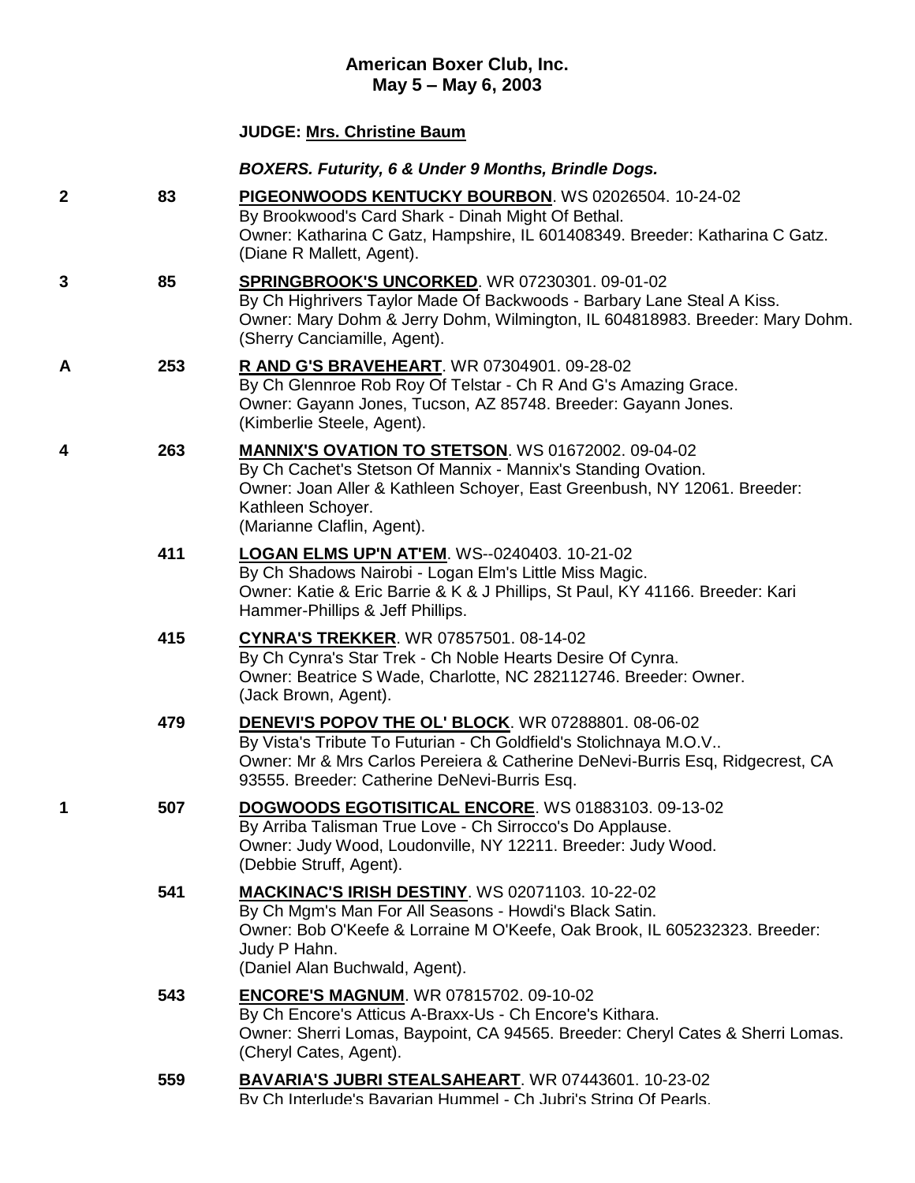**American Boxer Club, Inc.**
**May 5 – May 6, 2003**

**JUDGE: Mrs. Christine Baum**

***BOXERS. Futurity, 6 & Under 9 Months, Brindle Dogs.***

| Placement | Armband | Entry |
|---|---|---|
| 2 | 83 | **PIGEONWOODS KENTUCKY BOURBON**. WS 02026504. 10-24-02<br>By Brookwood's Card Shark - Dinah Might Of Bethal.<br>Owner: Katharina C Gatz, Hampshire, IL 601408349. Breeder: Katharina C Gatz.<br>(Diane R Mallett, Agent). |
| 3 | 85 | **SPRINGBROOK'S UNCORKED**. WR 07230301. 09-01-02<br>By Ch Highrivers Taylor Made Of Backwoods - Barbary Lane Steal A Kiss.<br>Owner: Mary Dohm & Jerry Dohm, Wilmington, IL 604818983. Breeder: Mary Dohm.<br>(Sherry Canciamille, Agent). |
| A | 253 | **R AND G'S BRAVEHEART**. WR 07304901. 09-28-02<br>By Ch Glennroe Rob Roy Of Telstar - Ch R And G's Amazing Grace.<br>Owner: Gayann Jones, Tucson, AZ 85748. Breeder: Gayann Jones.<br>(Kimberlie Steele, Agent). |
| 4 | 263 | **MANNIX'S OVATION TO STETSON**. WS 01672002. 09-04-02<br>By Ch Cachet's Stetson Of Mannix - Mannix's Standing Ovation.<br>Owner: Joan Aller & Kathleen Schoyer, East Greenbush, NY 12061. Breeder: Kathleen Schoyer.<br>(Marianne Claflin, Agent). |
| | 411 | **LOGAN ELMS UP'N AT'EM**. WS--0240403. 10-21-02<br>By Ch Shadows Nairobi - Logan Elm's Little Miss Magic.<br>Owner: Katie & Eric Barrie & K & J Phillips, St Paul, KY 41166. Breeder: Kari Hammer-Phillips & Jeff Phillips. |
| | 415 | **CYNRA'S TREKKER**. WR 07857501. 08-14-02<br>By Ch Cynra's Star Trek - Ch Noble Hearts Desire Of Cynra.<br>Owner: Beatrice S Wade, Charlotte, NC 282112746. Breeder: Owner.<br>(Jack Brown, Agent). |
| | 479 | **DENEVI'S POPOV THE OL' BLOCK**. WR 07288801. 08-06-02<br>By Vista's Tribute To Futurian - Ch Goldfield's Stolichnaya M.O.V..<br>Owner: Mr & Mrs Carlos Pereiera & Catherine DeNevi-Burris Esq, Ridgecrest, CA 93555. Breeder: Catherine DeNevi-Burris Esq. |
| 1 | 507 | **DOGWOODS EGOTISITICAL ENCORE**. WS 01883103. 09-13-02<br>By Arriba Talisman True Love - Ch Sirrocco's Do Applause.<br>Owner: Judy Wood, Loudonville, NY 12211. Breeder: Judy Wood.<br>(Debbie Struff, Agent). |
| | 541 | **MACKINAC'S IRISH DESTINY**. WS 02071103. 10-22-02<br>By Ch Mgm's Man For All Seasons - Howdi's Black Satin.<br>Owner: Bob O'Keefe & Lorraine M O'Keefe, Oak Brook, IL 605232323. Breeder: Judy P Hahn.<br>(Daniel Alan Buchwald, Agent). |
| | 543 | **ENCORE'S MAGNUM**. WR 07815702. 09-10-02<br>By Ch Encore's Atticus A-Braxx-Us - Ch Encore's Kithara.<br>Owner: Sherri Lomas, Baypoint, CA 94565. Breeder: Cheryl Cates & Sherri Lomas.<br>(Cheryl Cates, Agent). |
| | 559 | **BAVARIA'S JUBRI STEALSAHEART**. WR 07443601. 10-23-02<br>By Ch Interlude's Bavarian Hummel - Ch Jubri's String Of Pearls. |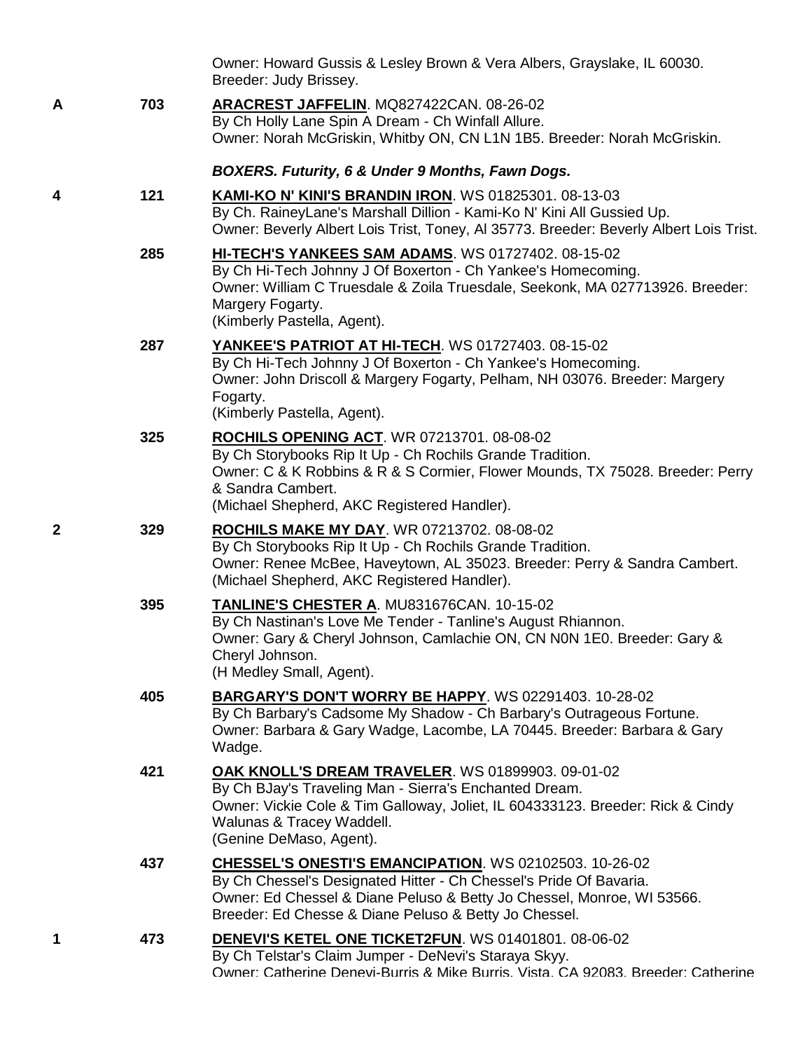Owner: Howard Gussis & Lesley Brown & Vera Albers, Grayslake, IL 60030. Breeder: Judy Brissey.

**A** 703 **ARACREST JAFFELIN**. MQ827422CAN. 08-26-02
By Ch Holly Lane Spin A Dream - Ch Winfall Allure.
Owner: Norah McGriskin, Whitby ON, CN L1N 1B5. Breeder: Norah McGriskin.

***BOXERS. Futurity, 6 & Under 9 Months, Fawn Dogs.***

**4** 121 **KAMI-KO N' KINI'S BRANDIN IRON**. WS 01825301. 08-13-03
By Ch. RaineyLane's Marshall Dillion - Kami-Ko N' Kini All Gussied Up.
Owner: Beverly Albert Lois Trist, Toney, Al 35773. Breeder: Beverly Albert Lois Trist.

285 **HI-TECH'S YANKEES SAM ADAMS**. WS 01727402. 08-15-02
By Ch Hi-Tech Johnny J Of Boxerton - Ch Yankee's Homecoming.
Owner: William C Truesdale & Zoila Truesdale, Seekonk, MA 027713926. Breeder: Margery Fogarty.
(Kimberly Pastella, Agent).

287 **YANKEE'S PATRIOT AT HI-TECH**. WS 01727403. 08-15-02
By Ch Hi-Tech Johnny J Of Boxerton - Ch Yankee's Homecoming.
Owner: John Driscoll & Margery Fogarty, Pelham, NH 03076. Breeder: Margery Fogarty.
(Kimberly Pastella, Agent).

325 **ROCHILS OPENING ACT**. WR 07213701. 08-08-02
By Ch Storybooks Rip It Up - Ch Rochils Grande Tradition.
Owner: C & K Robbins & R & S Cormier, Flower Mounds, TX 75028. Breeder: Perry & Sandra Cambert.
(Michael Shepherd, AKC Registered Handler).

**2** 329 **ROCHILS MAKE MY DAY**. WR 07213702. 08-08-02
By Ch Storybooks Rip It Up - Ch Rochils Grande Tradition.
Owner: Renee McBee, Haveytown, AL 35023. Breeder: Perry & Sandra Cambert.
(Michael Shepherd, AKC Registered Handler).

395 **TANLINE'S CHESTER A**. MU831676CAN. 10-15-02
By Ch Nastinan's Love Me Tender - Tanline's August Rhiannon.
Owner: Gary & Cheryl Johnson, Camlachie ON, CN N0N 1E0. Breeder: Gary & Cheryl Johnson.
(H Medley Small, Agent).

405 **BARGARY'S DON'T WORRY BE HAPPY**. WS 02291403. 10-28-02
By Ch Barbary's Cadsome My Shadow - Ch Barbary's Outrageous Fortune.
Owner: Barbara & Gary Wadge, Lacombe, LA 70445. Breeder: Barbara & Gary Wadge.

421 **OAK KNOLL'S DREAM TRAVELER**. WS 01899903. 09-01-02
By Ch BJay's Traveling Man - Sierra's Enchanted Dream.
Owner: Vickie Cole & Tim Galloway, Joliet, IL 604333123. Breeder: Rick & Cindy Walunas & Tracey Waddell.
(Genine DeMaso, Agent).

437 **CHESSEL'S ONESTI'S EMANCIPATION**. WS 02102503. 10-26-02
By Ch Chessel's Designated Hitter - Ch Chessel's Pride Of Bavaria.
Owner: Ed Chessel & Diane Peluso & Betty Jo Chessel, Monroe, WI 53566.
Breeder: Ed Chesse & Diane Peluso & Betty Jo Chessel.

**1** 473 **DENEVI'S KETEL ONE TICKET2FUN**. WS 01401801. 08-06-02
By Ch Telstar's Claim Jumper - DeNevi's Staraya Skyy.
Owner: Catherine Denevi-Burris & Mike Burris, Vista, CA 92083. Breeder: Catherine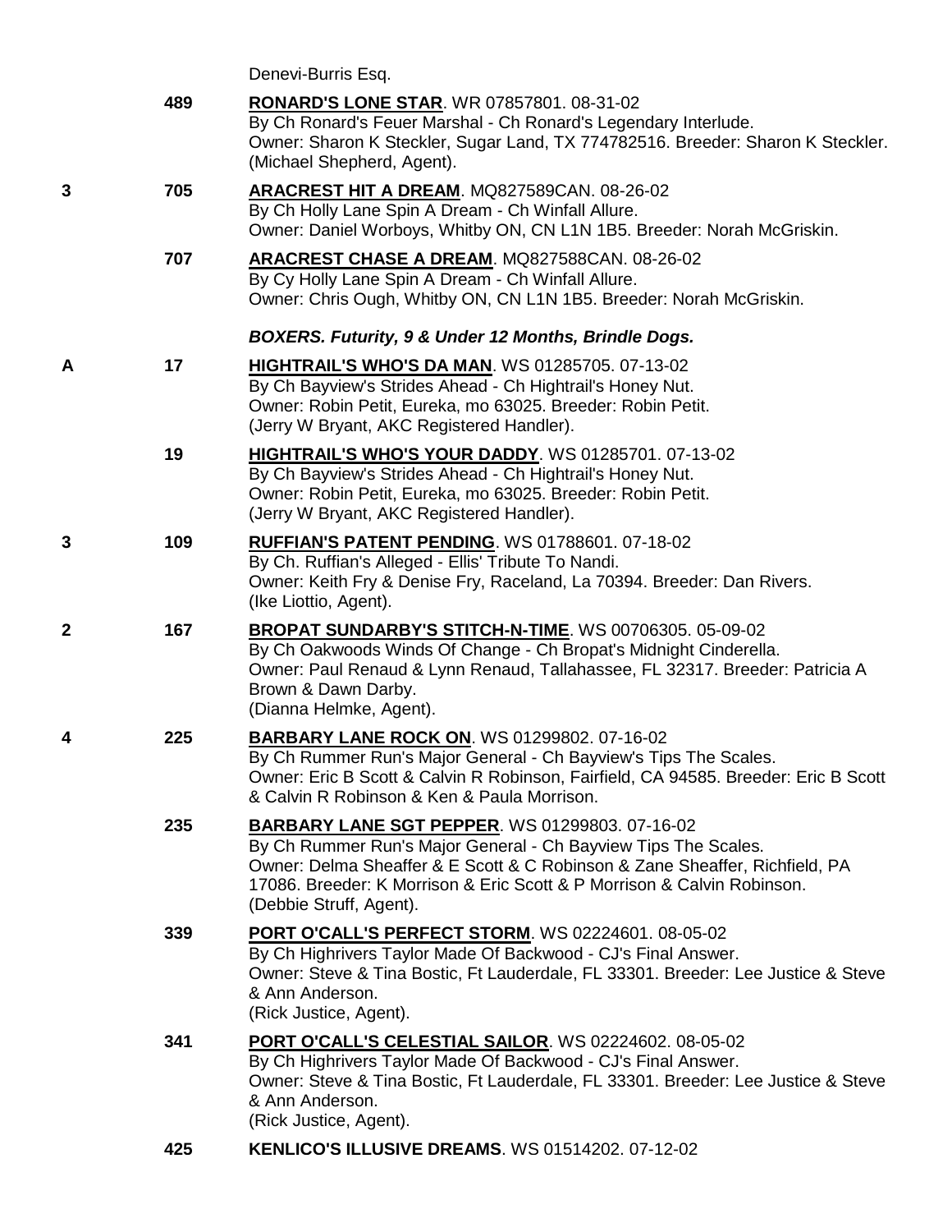Denevi-Burris Esq.

| Place | No. | Entry |
|---|---|---|
| | 489 | **RONARD'S LONE STAR**. WR 07857801. 08-31-02<br>By Ch Ronard's Feuer Marshal - Ch Ronard's Legendary Interlude.<br>Owner: Sharon K Steckler, Sugar Land, TX 774782516. Breeder: Sharon K Steckler.<br>(Michael Shepherd, Agent). |
| 3 | 705 | **ARACREST HIT A DREAM**. MQ827589CAN. 08-26-02<br>By Ch Holly Lane Spin A Dream - Ch Winfall Allure.<br>Owner: Daniel Worboys, Whitby ON, CN L1N 1B5. Breeder: Norah McGriskin. |
| | 707 | **ARACREST CHASE A DREAM**. MQ827588CAN. 08-26-02<br>By Cy Holly Lane Spin A Dream - Ch Winfall Allure.<br>Owner: Chris Ough, Whitby ON, CN L1N 1B5. Breeder: Norah McGriskin. |

***BOXERS. Futurity, 9 & Under 12 Months, Brindle Dogs.***

| Place | No. | Entry |
|---|---|---|
| A | 17 | **HIGHTRAIL'S WHO'S DA MAN**. WS 01285705. 07-13-02<br>By Ch Bayview's Strides Ahead - Ch Hightrail's Honey Nut.<br>Owner: Robin Petit, Eureka, mo 63025. Breeder: Robin Petit.<br>(Jerry W Bryant, AKC Registered Handler). |
| | 19 | **HIGHTRAIL'S WHO'S YOUR DADDY**. WS 01285701. 07-13-02<br>By Ch Bayview's Strides Ahead - Ch Hightrail's Honey Nut.<br>Owner: Robin Petit, Eureka, mo 63025. Breeder: Robin Petit.<br>(Jerry W Bryant, AKC Registered Handler). |
| 3 | 109 | **RUFFIAN'S PATENT PENDING**. WS 01788601. 07-18-02<br>By Ch. Ruffian's Alleged - Ellis' Tribute To Nandi.<br>Owner: Keith Fry & Denise Fry, Raceland, La 70394. Breeder: Dan Rivers.<br>(Ike Liottio, Agent). |
| 2 | 167 | **BROPAT SUNDARBY'S STITCH-N-TIME**. WS 00706305. 05-09-02<br>By Ch Oakwoods Winds Of Change - Ch Bropat's Midnight Cinderella.<br>Owner: Paul Renaud & Lynn Renaud, Tallahassee, FL 32317. Breeder: Patricia A Brown & Dawn Darby.<br>(Dianna Helmke, Agent). |
| 4 | 225 | **BARBARY LANE ROCK ON**. WS 01299802. 07-16-02<br>By Ch Rummer Run's Major General - Ch Bayview's Tips The Scales.<br>Owner: Eric B Scott & Calvin R Robinson, Fairfield, CA 94585. Breeder: Eric B Scott & Calvin R Robinson & Ken & Paula Morrison. |
| | 235 | **BARBARY LANE SGT PEPPER**. WS 01299803. 07-16-02<br>By Ch Rummer Run's Major General - Ch Bayview Tips The Scales.<br>Owner: Delma Sheaffer & E Scott & C Robinson & Zane Sheaffer, Richfield, PA 17086. Breeder: K Morrison & Eric Scott & P Morrison & Calvin Robinson.<br>(Debbie Struff, Agent). |
| | 339 | **PORT O'CALL'S PERFECT STORM**. WS 02224601. 08-05-02<br>By Ch Highrivers Taylor Made Of Backwood - CJ's Final Answer.<br>Owner: Steve & Tina Bostic, Ft Lauderdale, FL 33301. Breeder: Lee Justice & Steve & Ann Anderson.<br>(Rick Justice, Agent). |
| | 341 | **PORT O'CALL'S CELESTIAL SAILOR**. WS 02224602. 08-05-02<br>By Ch Highrivers Taylor Made Of Backwood - CJ's Final Answer.<br>Owner: Steve & Tina Bostic, Ft Lauderdale, FL 33301. Breeder: Lee Justice & Steve & Ann Anderson.<br>(Rick Justice, Agent). |
| | 425 | **KENLICO'S ILLUSIVE DREAMS**. WS 01514202. 07-12-02 |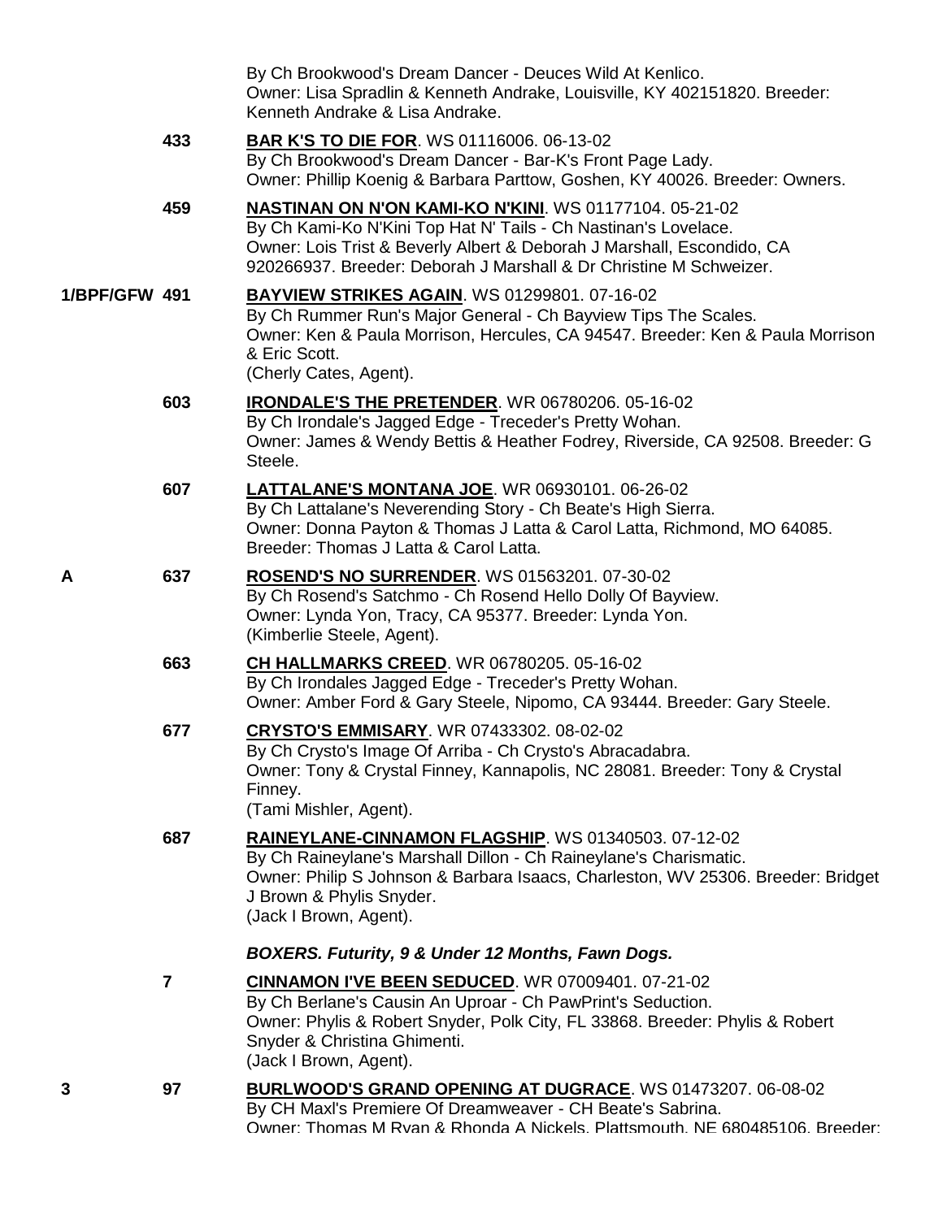By Ch Brookwood's Dream Dancer - Deuces Wild At Kenlico.
Owner: Lisa Spradlin & Kenneth Andrake, Louisville, KY 402151820. Breeder: Kenneth Andrake & Lisa Andrake.

433 **BAR K'S TO DIE FOR**. WS 01116006. 06-13-02
By Ch Brookwood's Dream Dancer - Bar-K's Front Page Lady.
Owner: Phillip Koenig & Barbara Parttow, Goshen, KY 40026. Breeder: Owners.

459 **NASTINAN ON N'ON KAMI-KO N'KINI**. WS 01177104. 05-21-02
By Ch Kami-Ko N'Kini Top Hat N' Tails - Ch Nastinan's Lovelace.
Owner: Lois Trist & Beverly Albert & Deborah J Marshall, Escondido, CA 920266937. Breeder: Deborah J Marshall & Dr Christine M Schweizer.

1/BPF/GFW 491 **BAYVIEW STRIKES AGAIN**. WS 01299801. 07-16-02
By Ch Rummer Run's Major General - Ch Bayview Tips The Scales.
Owner: Ken & Paula Morrison, Hercules, CA 94547. Breeder: Ken & Paula Morrison & Eric Scott.
(Cherly Cates, Agent).

603 **IRONDALE'S THE PRETENDER**. WR 06780206. 05-16-02
By Ch Irondale's Jagged Edge - Treceder's Pretty Wohan.
Owner: James & Wendy Bettis & Heather Fodrey, Riverside, CA 92508. Breeder: G Steele.

607 **LATTALANE'S MONTANA JOE**. WR 06930101. 06-26-02
By Ch Lattalane's Neverending Story - Ch Beate's High Sierra.
Owner: Donna Payton & Thomas J Latta & Carol Latta, Richmond, MO 64085. Breeder: Thomas J Latta & Carol Latta.

A 637 **ROSEND'S NO SURRENDER**. WS 01563201. 07-30-02
By Ch Rosend's Satchmo - Ch Rosend Hello Dolly Of Bayview.
Owner: Lynda Yon, Tracy, CA 95377. Breeder: Lynda Yon.
(Kimberlie Steele, Agent).

663 **CH HALLMARKS CREED**. WR 06780205. 05-16-02
By Ch Irondales Jagged Edge - Treceder's Pretty Wohan.
Owner: Amber Ford & Gary Steele, Nipomo, CA 93444. Breeder: Gary Steele.

677 **CRYSTO'S EMMISARY**. WR 07433302. 08-02-02
By Ch Crysto's Image Of Arriba - Ch Crysto's Abracadabra.
Owner: Tony & Crystal Finney, Kannapolis, NC 28081. Breeder: Tony & Crystal Finney.
(Tami Mishler, Agent).

687 **RAINEYLANE-CINNAMON FLAGSHIP**. WS 01340503. 07-12-02
By Ch Raineylane's Marshall Dillon - Ch Raineylane's Charismatic.
Owner: Philip S Johnson & Barbara Isaacs, Charleston, WV 25306. Breeder: Bridget J Brown & Phylis Snyder.
(Jack I Brown, Agent).

***BOXERS. Futurity, 9 & Under 12 Months, Fawn Dogs.***

7 **CINNAMON I'VE BEEN SEDUCED**. WR 07009401. 07-21-02
By Ch Berlane's Causin An Uproar - Ch PawPrint's Seduction.
Owner: Phylis & Robert Snyder, Polk City, FL 33868. Breeder: Phylis & Robert Snyder & Christina Ghimenti.
(Jack I Brown, Agent).

3 97 **BURLWOOD'S GRAND OPENING AT DUGRACE**. WS 01473207. 06-08-02
By CH Maxl's Premiere Of Dreamweaver - CH Beate's Sabrina.
Owner: Thomas M Ryan & Rhonda A Nickels, Plattsmouth, NE 680485106. Breeder: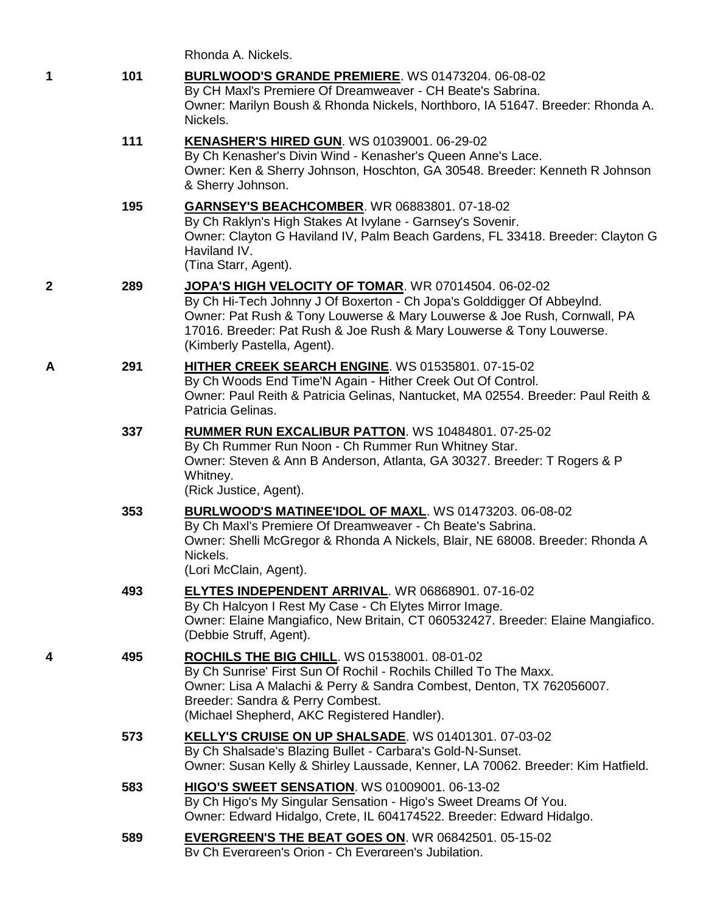Rhonda A. Nickels.

**1** **101** **BURLWOOD'S GRANDE PREMIERE**. WS 01473204. 06-08-02
By CH Maxl's Premiere Of Dreamweaver - CH Beate's Sabrina.
Owner: Marilyn Boush & Rhonda Nickels, Northboro, IA 51647. Breeder: Rhonda A. Nickels.

**111** **KENASHER'S HIRED GUN**. WS 01039001. 06-29-02
By Ch Kenasher's Divin Wind - Kenasher's Queen Anne's Lace.
Owner: Ken & Sherry Johnson, Hoschton, GA 30548. Breeder: Kenneth R Johnson & Sherry Johnson.

**195** **GARNSEY'S BEACHCOMBER**. WR 06883801. 07-18-02
By Ch Raklyn's High Stakes At Ivylane - Garnsey's Sovenir.
Owner: Clayton G Haviland IV, Palm Beach Gardens, FL 33418. Breeder: Clayton G Haviland IV.
(Tina Starr, Agent).

**2** **289** **JOPA'S HIGH VELOCITY OF TOMAR**. WR 07014504. 06-02-02
By Ch Hi-Tech Johnny J Of Boxerton - Ch Jopa's Golddigger Of Abbeylnd.
Owner: Pat Rush & Tony Louwerse & Mary Louwerse & Joe Rush, Cornwall, PA 17016. Breeder: Pat Rush & Joe Rush & Mary Louwerse & Tony Louwerse.
(Kimberly Pastella, Agent).

**A** **291** **HITHER CREEK SEARCH ENGINE**. WS 01535801. 07-15-02
By Ch Woods End Time'N Again - Hither Creek Out Of Control.
Owner: Paul Reith & Patricia Gelinas, Nantucket, MA 02554. Breeder: Paul Reith & Patricia Gelinas.

**337** **RUMMER RUN EXCALIBUR PATTON**. WS 10484801. 07-25-02
By Ch Rummer Run Noon - Ch Rummer Run Whitney Star.
Owner: Steven & Ann B Anderson, Atlanta, GA 30327. Breeder: T Rogers & P Whitney.
(Rick Justice, Agent).

**353** **BURLWOOD'S MATINEE'IDOL OF MAXL**. WS 01473203. 06-08-02
By Ch Maxl's Premiere Of Dreamweaver - Ch Beate's Sabrina.
Owner: Shelli McGregor & Rhonda A Nickels, Blair, NE 68008. Breeder: Rhonda A Nickels.
(Lori McClain, Agent).

**493** **ELYTES INDEPENDENT ARRIVAL**. WR 06868901. 07-16-02
By Ch Halcyon I Rest My Case - Ch Elytes Mirror Image.
Owner: Elaine Mangiafico, New Britain, CT 060532427. Breeder: Elaine Mangiafico.
(Debbie Struff, Agent).

**4** **495** **ROCHILS THE BIG CHILL**. WS 01538001. 08-01-02
By Ch Sunrise' First Sun Of Rochil - Rochils Chilled To The Maxx.
Owner: Lisa A Malachi & Perry & Sandra Combest, Denton, TX 762056007.
Breeder: Sandra & Perry Combest.
(Michael Shepherd, AKC Registered Handler).

**573** **KELLY'S CRUISE ON UP SHALSADE**. WS 01401301. 07-03-02
By Ch Shalsade's Blazing Bullet - Carbara's Gold-N-Sunset.
Owner: Susan Kelly & Shirley Laussade, Kenner, LA 70062. Breeder: Kim Hatfield.

**583** **HIGO'S SWEET SENSATION**. WS 01009001. 06-13-02
By Ch Higo's My Singular Sensation - Higo's Sweet Dreams Of You.
Owner: Edward Hidalgo, Crete, IL 604174522. Breeder: Edward Hidalgo.

**589** **EVERGREEN'S THE BEAT GOES ON**. WR 06842501. 05-15-02
By Ch Evergreen's Orion - Ch Evergreen's Jubilation.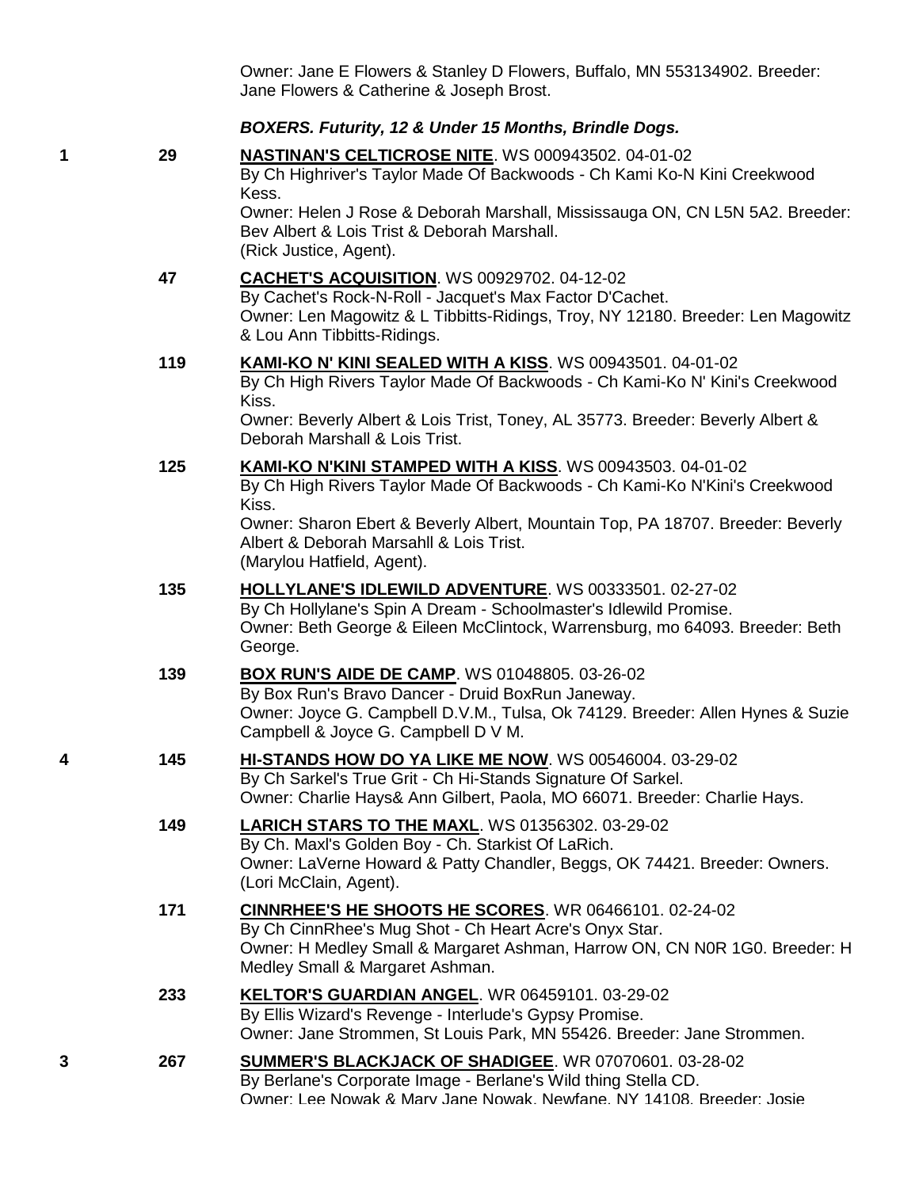Owner: Jane E Flowers & Stanley D Flowers, Buffalo, MN 553134902. Breeder: Jane Flowers & Catherine & Joseph Brost.

***BOXERS. Futurity, 12 & Under 15 Months, Brindle Dogs.***

**1** **29** **NASTINAN'S CELTICROSE NITE**. WS 000943502. 04-01-02
By Ch Highriver's Taylor Made Of Backwoods - Ch Kami Ko-N Kini Creekwood Kess.
Owner: Helen J Rose & Deborah Marshall, Mississauga ON, CN L5N 5A2. Breeder: Bev Albert & Lois Trist & Deborah Marshall.
(Rick Justice, Agent).

**47** **CACHET'S ACQUISITION**. WS 00929702. 04-12-02
By Cachet's Rock-N-Roll - Jacquet's Max Factor D'Cachet.
Owner: Len Magowitz & L Tibbitts-Ridings, Troy, NY 12180. Breeder: Len Magowitz & Lou Ann Tibbitts-Ridings.

**119** **KAMI-KO N' KINI SEALED WITH A KISS**. WS 00943501. 04-01-02
By Ch High Rivers Taylor Made Of Backwoods - Ch Kami-Ko N' Kini's Creekwood Kiss.
Owner: Beverly Albert & Lois Trist, Toney, AL 35773. Breeder: Beverly Albert & Deborah Marshall & Lois Trist.

**125** **KAMI-KO N'KINI STAMPED WITH A KISS**. WS 00943503. 04-01-02
By Ch High Rivers Taylor Made Of Backwoods - Ch Kami-Ko N'Kini's Creekwood Kiss.
Owner: Sharon Ebert & Beverly Albert, Mountain Top, PA 18707. Breeder: Beverly Albert & Deborah Marsahll & Lois Trist.
(Marylou Hatfield, Agent).

**135** **HOLLYLANE'S IDLEWILD ADVENTURE**. WS 00333501. 02-27-02
By Ch Hollylane's Spin A Dream - Schoolmaster's Idlewild Promise.
Owner: Beth George & Eileen McClintock, Warrensburg, mo 64093. Breeder: Beth George.

**139** **BOX RUN'S AIDE DE CAMP**. WS 01048805. 03-26-02
By Box Run's Bravo Dancer - Druid BoxRun Janeway.
Owner: Joyce G. Campbell D.V.M., Tulsa, Ok 74129. Breeder: Allen Hynes & Suzie Campbell & Joyce G. Campbell D V M.

**4** **145** **HI-STANDS HOW DO YA LIKE ME NOW**. WS 00546004. 03-29-02
By Ch Sarkel's True Grit - Ch Hi-Stands Signature Of Sarkel.
Owner: Charlie Hays& Ann Gilbert, Paola, MO 66071. Breeder: Charlie Hays.

**149** **LARICH STARS TO THE MAXL**. WS 01356302. 03-29-02
By Ch. Maxl's Golden Boy - Ch. Starkist Of LaRich.
Owner: LaVerne Howard & Patty Chandler, Beggs, OK 74421. Breeder: Owners.
(Lori McClain, Agent).

**171** **CINNRHEE'S HE SHOOTS HE SCORES**. WR 06466101. 02-24-02
By Ch CinnRhee's Mug Shot - Ch Heart Acre's Onyx Star.
Owner: H Medley Small & Margaret Ashman, Harrow ON, CN N0R 1G0. Breeder: H Medley Small & Margaret Ashman.

**233** **KELTOR'S GUARDIAN ANGEL**. WR 06459101. 03-29-02
By Ellis Wizard's Revenge - Interlude's Gypsy Promise.
Owner: Jane Strommen, St Louis Park, MN 55426. Breeder: Jane Strommen.

**3** **267** **SUMMER'S BLACKJACK OF SHADIGEE**. WR 07070601. 03-28-02
By Berlane's Corporate Image - Berlane's Wild thing Stella CD.
Owner: Lee Nowak & Mary Jane Nowak, Newfane, NY 14108. Breeder: Josie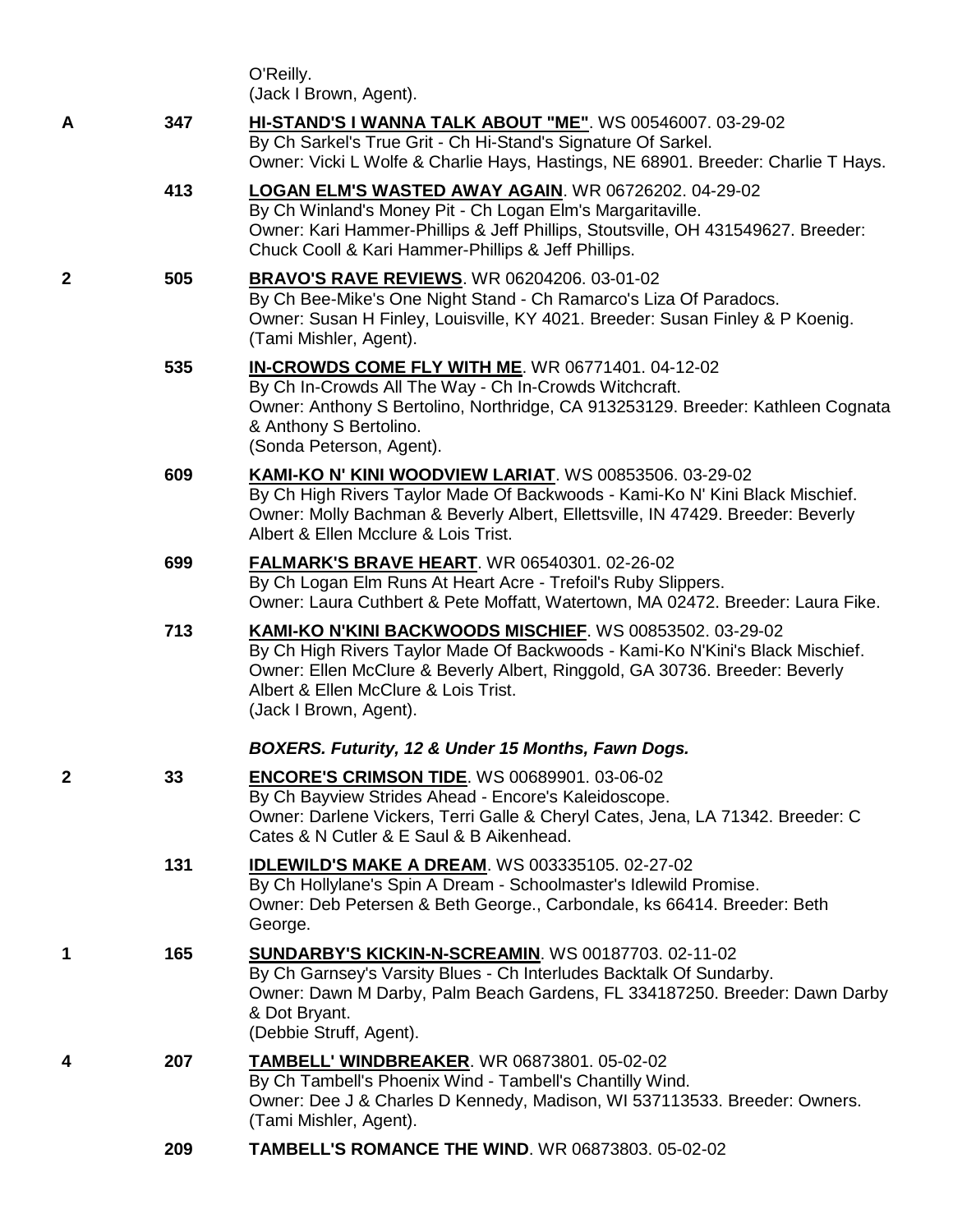O'Reilly.
(Jack I Brown, Agent).

**A** 347 **HI-STAND'S I WANNA TALK ABOUT "ME"**. WS 00546007. 03-29-02
By Ch Sarkel's True Grit - Ch Hi-Stand's Signature Of Sarkel.
Owner: Vicki L Wolfe & Charlie Hays, Hastings, NE 68901. Breeder: Charlie T Hays.

413 **LOGAN ELM'S WASTED AWAY AGAIN**. WR 06726202. 04-29-02
By Ch Winland's Money Pit - Ch Logan Elm's Margaritaville.
Owner: Kari Hammer-Phillips & Jeff Phillips, Stoutsville, OH 431549627. Breeder: Chuck Cooll & Kari Hammer-Phillips & Jeff Phillips.

**2** 505 **BRAVO'S RAVE REVIEWS**. WR 06204206. 03-01-02
By Ch Bee-Mike's One Night Stand - Ch Ramarco's Liza Of Paradocs.
Owner: Susan H Finley, Louisville, KY 4021. Breeder: Susan Finley & P Koenig.
(Tami Mishler, Agent).

535 **IN-CROWDS COME FLY WITH ME**. WR 06771401. 04-12-02
By Ch In-Crowds All The Way - Ch In-Crowds Witchcraft.
Owner: Anthony S Bertolino, Northridge, CA 913253129. Breeder: Kathleen Cognata & Anthony S Bertolino.
(Sonda Peterson, Agent).

609 **KAMI-KO N' KINI WOODVIEW LARIAT**. WS 00853506. 03-29-02
By Ch High Rivers Taylor Made Of Backwoods - Kami-Ko N' Kini Black Mischief.
Owner: Molly Bachman & Beverly Albert, Ellettsville, IN 47429. Breeder: Beverly Albert & Ellen Mcclure & Lois Trist.

699 **FALMARK'S BRAVE HEART**. WR 06540301. 02-26-02
By Ch Logan Elm Runs At Heart Acre - Trefoil's Ruby Slippers.
Owner: Laura Cuthbert & Pete Moffatt, Watertown, MA 02472. Breeder: Laura Fike.

713 **KAMI-KO N'KINI BACKWOODS MISCHIEF**. WS 00853502. 03-29-02
By Ch High Rivers Taylor Made Of Backwoods - Kami-Ko N'Kini's Black Mischief.
Owner: Ellen McClure & Beverly Albert, Ringgold, GA 30736. Breeder: Beverly Albert & Ellen McClure & Lois Trist.
(Jack I Brown, Agent).

***BOXERS. Futurity, 12 & Under 15 Months, Fawn Dogs.***

**2** 33 **ENCORE'S CRIMSON TIDE**. WS 00689901. 03-06-02
By Ch Bayview Strides Ahead - Encore's Kaleidoscope.
Owner: Darlene Vickers, Terri Galle & Cheryl Cates, Jena, LA 71342. Breeder: C Cates & N Cutler & E Saul & B Aikenhead.

131 **IDLEWILD'S MAKE A DREAM**. WS 003335105. 02-27-02
By Ch Hollylane's Spin A Dream - Schoolmaster's Idlewild Promise.
Owner: Deb Petersen & Beth George., Carbondale, ks 66414. Breeder: Beth George.

**1** 165 **SUNDARBY'S KICKIN-N-SCREAMIN**. WS 00187703. 02-11-02
By Ch Garnsey's Varsity Blues - Ch Interludes Backtalk Of Sundarby.
Owner: Dawn M Darby, Palm Beach Gardens, FL 334187250. Breeder: Dawn Darby & Dot Bryant.
(Debbie Struff, Agent).

**4** 207 **TAMBELL' WINDBREAKER**. WR 06873801. 05-02-02
By Ch Tambell's Phoenix Wind - Tambell's Chantilly Wind.
Owner: Dee J & Charles D Kennedy, Madison, WI 537113533. Breeder: Owners.
(Tami Mishler, Agent).

209 **TAMBELL'S ROMANCE THE WIND**. WR 06873803. 05-02-02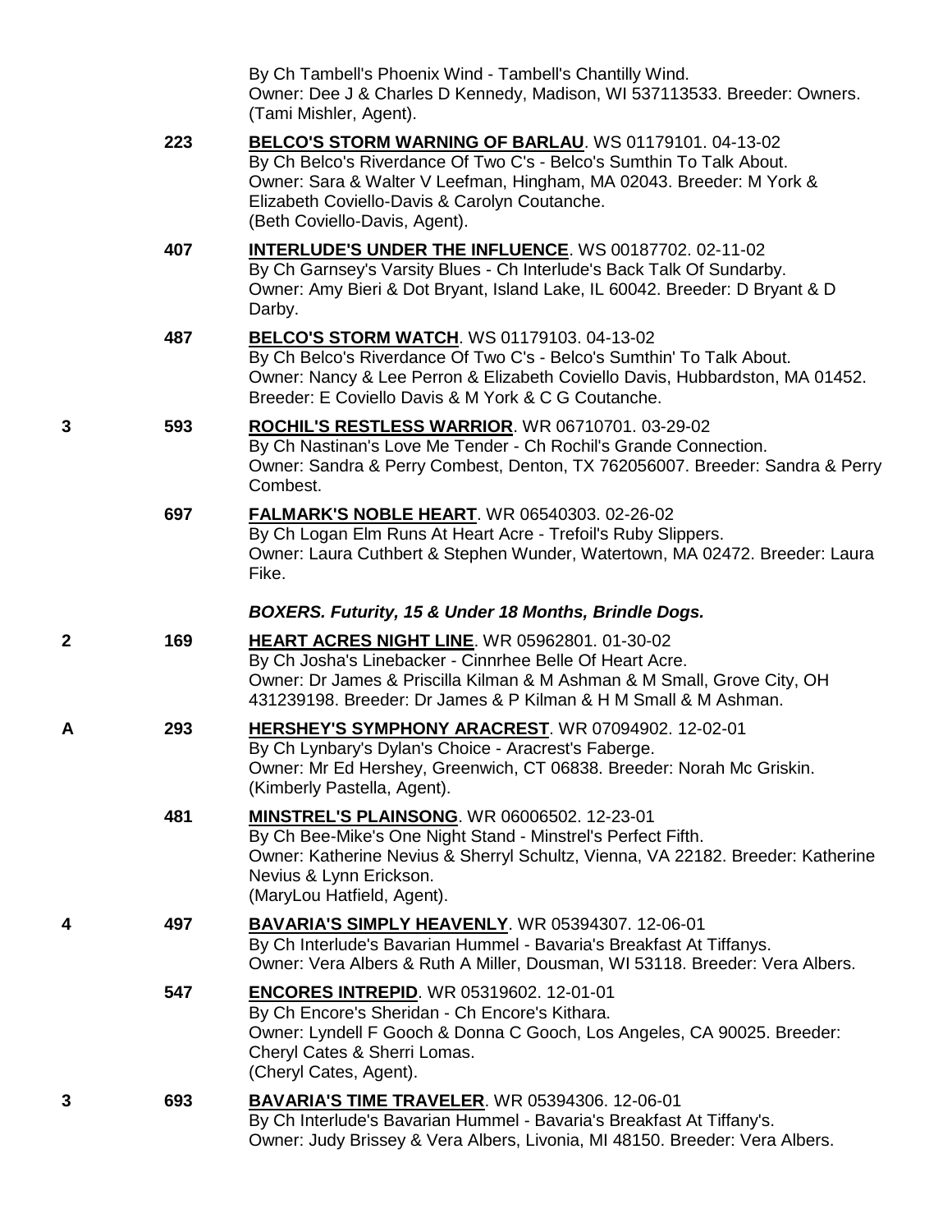By Ch Tambell's Phoenix Wind - Tambell's Chantilly Wind.
Owner: Dee J & Charles D Kennedy, Madison, WI 537113533. Breeder: Owners.
(Tami Mishler, Agent).

| Placement | Number | Entry |
|---|---|---|
| | 223 | **BELCO'S STORM WARNING OF BARLAU**. WS 01179101. 04-13-02<br>By Ch Belco's Riverdance Of Two C's - Belco's Sumthin To Talk About.<br>Owner: Sara & Walter V Leefman, Hingham, MA 02043. Breeder: M York & Elizabeth Coviello-Davis & Carolyn Coutanche.<br>(Beth Coviello-Davis, Agent). |
| | 407 | **INTERLUDE'S UNDER THE INFLUENCE**. WS 00187702. 02-11-02<br>By Ch Garnsey's Varsity Blues - Ch Interlude's Back Talk Of Sundarby.<br>Owner: Amy Bieri & Dot Bryant, Island Lake, IL 60042. Breeder: D Bryant & D Darby. |
| | 487 | **BELCO'S STORM WATCH**. WS 01179103. 04-13-02<br>By Ch Belco's Riverdance Of Two C's - Belco's Sumthin' To Talk About.<br>Owner: Nancy & Lee Perron & Elizabeth Coviello Davis, Hubbardston, MA 01452.<br>Breeder: E Coviello Davis & M York & C G Coutanche. |
| 3 | 593 | **ROCHIL'S RESTLESS WARRIOR**. WR 06710701. 03-29-02<br>By Ch Nastinan's Love Me Tender - Ch Rochil's Grande Connection.<br>Owner: Sandra & Perry Combest, Denton, TX 762056007. Breeder: Sandra & Perry Combest. |
| | 697 | **FALMARK'S NOBLE HEART**. WR 06540303. 02-26-02<br>By Ch Logan Elm Runs At Heart Acre - Trefoil's Ruby Slippers.<br>Owner: Laura Cuthbert & Stephen Wunder, Watertown, MA 02472. Breeder: Laura Fike. |

### *BOXERS. Futurity, 15 & Under 18 Months, Brindle Dogs.*

| Placement | Number | Entry |
|---|---|---|
| 2 | 169 | **HEART ACRES NIGHT LINE**. WR 05962801. 01-30-02<br>By Ch Josha's Linebacker - Cinnrhee Belle Of Heart Acre.<br>Owner: Dr James & Priscilla Kilman & M Ashman & M Small, Grove City, OH 431239198. Breeder: Dr James & P Kilman & H M Small & M Ashman. |
| A | 293 | **HERSHEY'S SYMPHONY ARACREST**. WR 07094902. 12-02-01<br>By Ch Lynbary's Dylan's Choice - Aracrest's Faberge.<br>Owner: Mr Ed Hershey, Greenwich, CT 06838. Breeder: Norah Mc Griskin.<br>(Kimberly Pastella, Agent). |
| | 481 | **MINSTREL'S PLAINSONG**. WR 06006502. 12-23-01<br>By Ch Bee-Mike's One Night Stand - Minstrel's Perfect Fifth.<br>Owner: Katherine Nevius & Sherryl Schultz, Vienna, VA 22182. Breeder: Katherine Nevius & Lynn Erickson.<br>(MaryLou Hatfield, Agent). |
| 4 | 497 | **BAVARIA'S SIMPLY HEAVENLY**. WR 05394307. 12-06-01<br>By Ch Interlude's Bavarian Hummel - Bavaria's Breakfast At Tiffanys.<br>Owner: Vera Albers & Ruth A Miller, Dousman, WI 53118. Breeder: Vera Albers. |
| | 547 | **ENCORES INTREPID**. WR 05319602. 12-01-01<br>By Ch Encore's Sheridan - Ch Encore's Kithara.<br>Owner: Lyndell F Gooch & Donna C Gooch, Los Angeles, CA 90025. Breeder: Cheryl Cates & Sherri Lomas.<br>(Cheryl Cates, Agent). |
| 3 | 693 | **BAVARIA'S TIME TRAVELER**. WR 05394306. 12-06-01<br>By Ch Interlude's Bavarian Hummel - Bavaria's Breakfast At Tiffany's.<br>Owner: Judy Brissey & Vera Albers, Livonia, MI 48150. Breeder: Vera Albers. |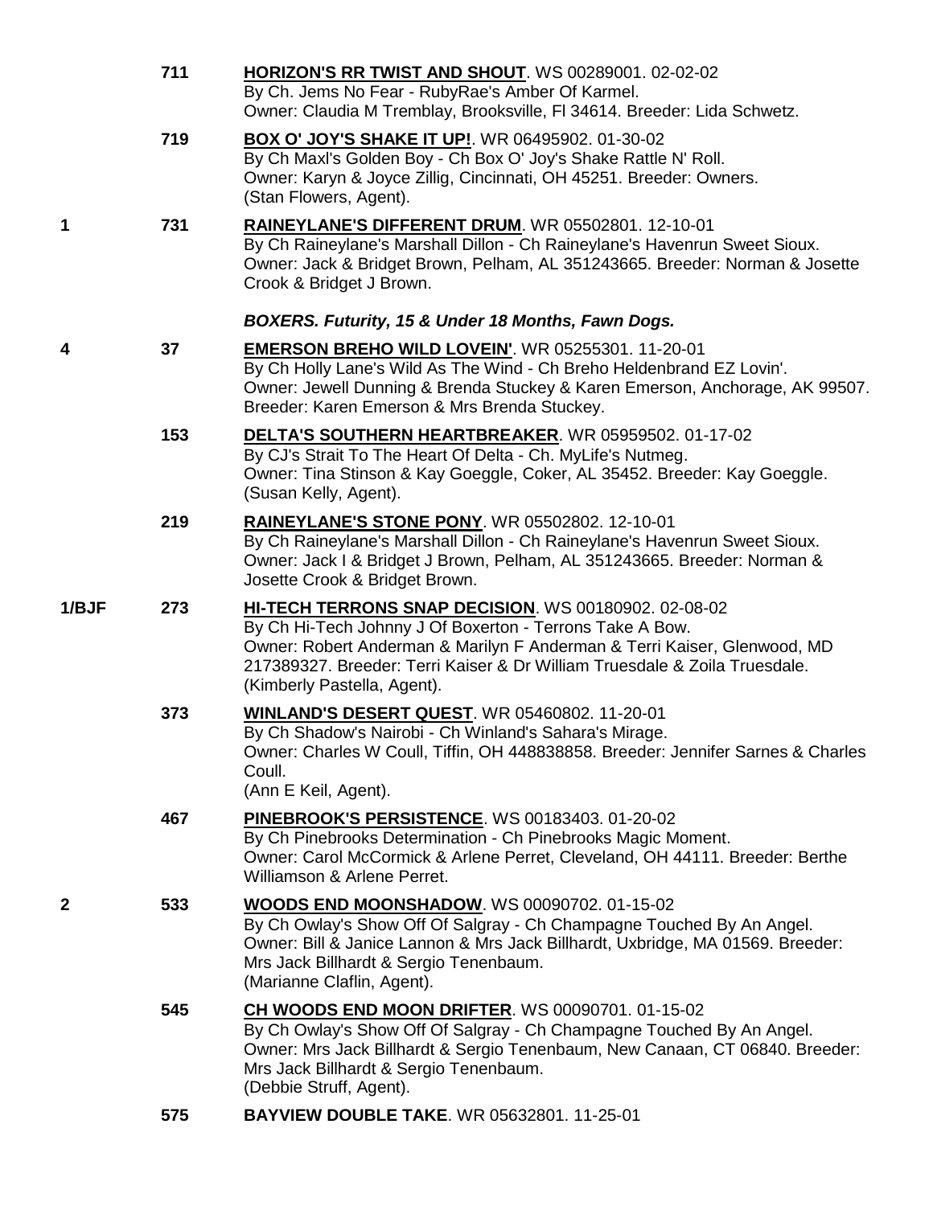711 **HORIZON'S RR TWIST AND SHOUT**. WS 00289001. 02-02-02
By Ch. Jems No Fear - RubyRae's Amber Of Karmel.
Owner: Claudia M Tremblay, Brooksville, Fl 34614. Breeder: Lida Schwetz.

719 **BOX O' JOY'S SHAKE IT UP!**. WR 06495902. 01-30-02
By Ch Maxl's Golden Boy - Ch Box O' Joy's Shake Rattle N' Roll.
Owner: Karyn & Joyce Zillig, Cincinnati, OH 45251. Breeder: Owners.
(Stan Flowers, Agent).

1 731 **RAINEYLANE'S DIFFERENT DRUM**. WR 05502801. 12-10-01
By Ch Raineylane's Marshall Dillon - Ch Raineylane's Havenrun Sweet Sioux.
Owner: Jack & Bridget Brown, Pelham, AL 351243665. Breeder: Norman & Josette Crook & Bridget J Brown.

***BOXERS. Futurity, 15 & Under 18 Months, Fawn Dogs.***

4 37 **EMERSON BREHO WILD LOVEIN'**. WR 05255301. 11-20-01
By Ch Holly Lane's Wild As The Wind - Ch Breho Heldenbrand EZ Lovin'.
Owner: Jewell Dunning & Brenda Stuckey & Karen Emerson, Anchorage, AK 99507.
Breeder: Karen Emerson & Mrs Brenda Stuckey.

153 **DELTA'S SOUTHERN HEARTBREAKER**. WR 05959502. 01-17-02
By CJ's Strait To The Heart Of Delta - Ch. MyLife's Nutmeg.
Owner: Tina Stinson & Kay Goeggle, Coker, AL 35452. Breeder: Kay Goeggle.
(Susan Kelly, Agent).

219 **RAINEYLANE'S STONE PONY**. WR 05502802. 12-10-01
By Ch Raineylane's Marshall Dillon - Ch Raineylane's Havenrun Sweet Sioux.
Owner: Jack I & Bridget J Brown, Pelham, AL 351243665. Breeder: Norman & Josette Crook & Bridget Brown.

1/BJF 273 **HI-TECH TERRONS SNAP DECISION**. WS 00180902. 02-08-02
By Ch Hi-Tech Johnny J Of Boxerton - Terrons Take A Bow.
Owner: Robert Anderman & Marilyn F Anderman & Terri Kaiser, Glenwood, MD 217389327. Breeder: Terri Kaiser & Dr William Truesdale & Zoila Truesdale.
(Kimberly Pastella, Agent).

373 **WINLAND'S DESERT QUEST**. WR 05460802. 11-20-01
By Ch Shadow's Nairobi - Ch Winland's Sahara's Mirage.
Owner: Charles W Coull, Tiffin, OH 448838858. Breeder: Jennifer Sarnes & Charles Coull.
(Ann E Keil, Agent).

467 **PINEBROOK'S PERSISTENCE**. WS 00183403. 01-20-02
By Ch Pinebrooks Determination - Ch Pinebrooks Magic Moment.
Owner: Carol McCormick & Arlene Perret, Cleveland, OH 44111. Breeder: Berthe Williamson & Arlene Perret.

2 533 **WOODS END MOONSHADOW**. WS 00090702. 01-15-02
By Ch Owlay's Show Off Of Salgray - Ch Champagne Touched By An Angel.
Owner: Bill & Janice Lannon & Mrs Jack Billhardt, Uxbridge, MA 01569. Breeder: Mrs Jack Billhardt & Sergio Tenenbaum.
(Marianne Claflin, Agent).

545 **CH WOODS END MOON DRIFTER**. WS 00090701. 01-15-02
By Ch Owlay's Show Off Of Salgray - Ch Champagne Touched By An Angel.
Owner: Mrs Jack Billhardt & Sergio Tenenbaum, New Canaan, CT 06840. Breeder: Mrs Jack Billhardt & Sergio Tenenbaum.
(Debbie Struff, Agent).

575 **BAYVIEW DOUBLE TAKE**. WR 05632801. 11-25-01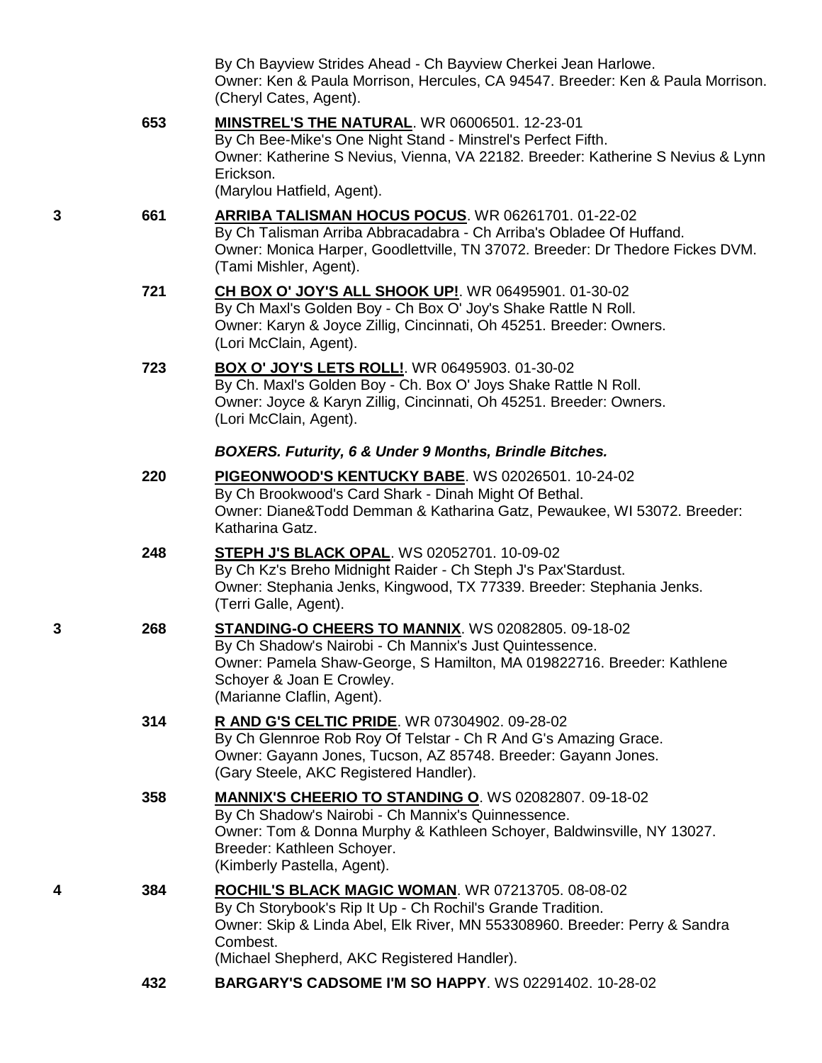By Ch Bayview Strides Ahead - Ch Bayview Cherkei Jean Harlowe.
Owner: Ken & Paula Morrison, Hercules, CA 94547. Breeder: Ken & Paula Morrison.
(Cheryl Cates, Agent).

653 **MINSTREL'S THE NATURAL**. WR 06006501. 12-23-01
By Ch Bee-Mike's One Night Stand - Minstrel's Perfect Fifth.
Owner: Katherine S Nevius, Vienna, VA 22182. Breeder: Katherine S Nevius & Lynn Erickson.
(Marylou Hatfield, Agent).

3 661 **ARRIBA TALISMAN HOCUS POCUS**. WR 06261701. 01-22-02
By Ch Talisman Arriba Abbracadabra - Ch Arriba's Obladee Of Huffand.
Owner: Monica Harper, Goodlettville, TN 37072. Breeder: Dr Thedore Fickes DVM.
(Tami Mishler, Agent).

721 **CH BOX O' JOY'S ALL SHOOK UP!**. WR 06495901. 01-30-02
By Ch Maxl's Golden Boy - Ch Box O' Joy's Shake Rattle N Roll.
Owner: Karyn & Joyce Zillig, Cincinnati, Oh 45251. Breeder: Owners.
(Lori McClain, Agent).

723 **BOX O' JOY'S LETS ROLL!**. WR 06495903. 01-30-02
By Ch. Maxl's Golden Boy - Ch. Box O' Joys Shake Rattle N Roll.
Owner: Joyce & Karyn Zillig, Cincinnati, Oh 45251. Breeder: Owners.
(Lori McClain, Agent).

***BOXERS. Futurity, 6 & Under 9 Months, Brindle Bitches.***

220 **PIGEONWOOD'S KENTUCKY BABE**. WS 02026501. 10-24-02
By Ch Brookwood's Card Shark - Dinah Might Of Bethal.
Owner: Diane&Todd Demman & Katharina Gatz, Pewaukee, WI 53072. Breeder: Katharina Gatz.

248 **STEPH J'S BLACK OPAL**. WS 02052701. 10-09-02
By Ch Kz's Breho Midnight Raider - Ch Steph J's Pax'Stardust.
Owner: Stephania Jenks, Kingwood, TX 77339. Breeder: Stephania Jenks.
(Terri Galle, Agent).

3 268 **STANDING-O CHEERS TO MANNIX**. WS 02082805. 09-18-02
By Ch Shadow's Nairobi - Ch Mannix's Just Quintessence.
Owner: Pamela Shaw-George, S Hamilton, MA 019822716. Breeder: Kathlene Schoyer & Joan E Crowley.
(Marianne Claflin, Agent).

314 **R AND G'S CELTIC PRIDE**. WR 07304902. 09-28-02
By Ch Glennroe Rob Roy Of Telstar - Ch R And G's Amazing Grace.
Owner: Gayann Jones, Tucson, AZ 85748. Breeder: Gayann Jones.
(Gary Steele, AKC Registered Handler).

358 **MANNIX'S CHEERIO TO STANDING O**. WS 02082807. 09-18-02
By Ch Shadow's Nairobi - Ch Mannix's Quinnessence.
Owner: Tom & Donna Murphy & Kathleen Schoyer, Baldwinsville, NY 13027.
Breeder: Kathleen Schoyer.
(Kimberly Pastella, Agent).

4 384 **ROCHIL'S BLACK MAGIC WOMAN**. WR 07213705. 08-08-02
By Ch Storybook's Rip It Up - Ch Rochil's Grande Tradition.
Owner: Skip & Linda Abel, Elk River, MN 553308960. Breeder: Perry & Sandra Combest.
(Michael Shepherd, AKC Registered Handler).

432 **BARGARY'S CADSOME I'M SO HAPPY**. WS 02291402. 10-28-02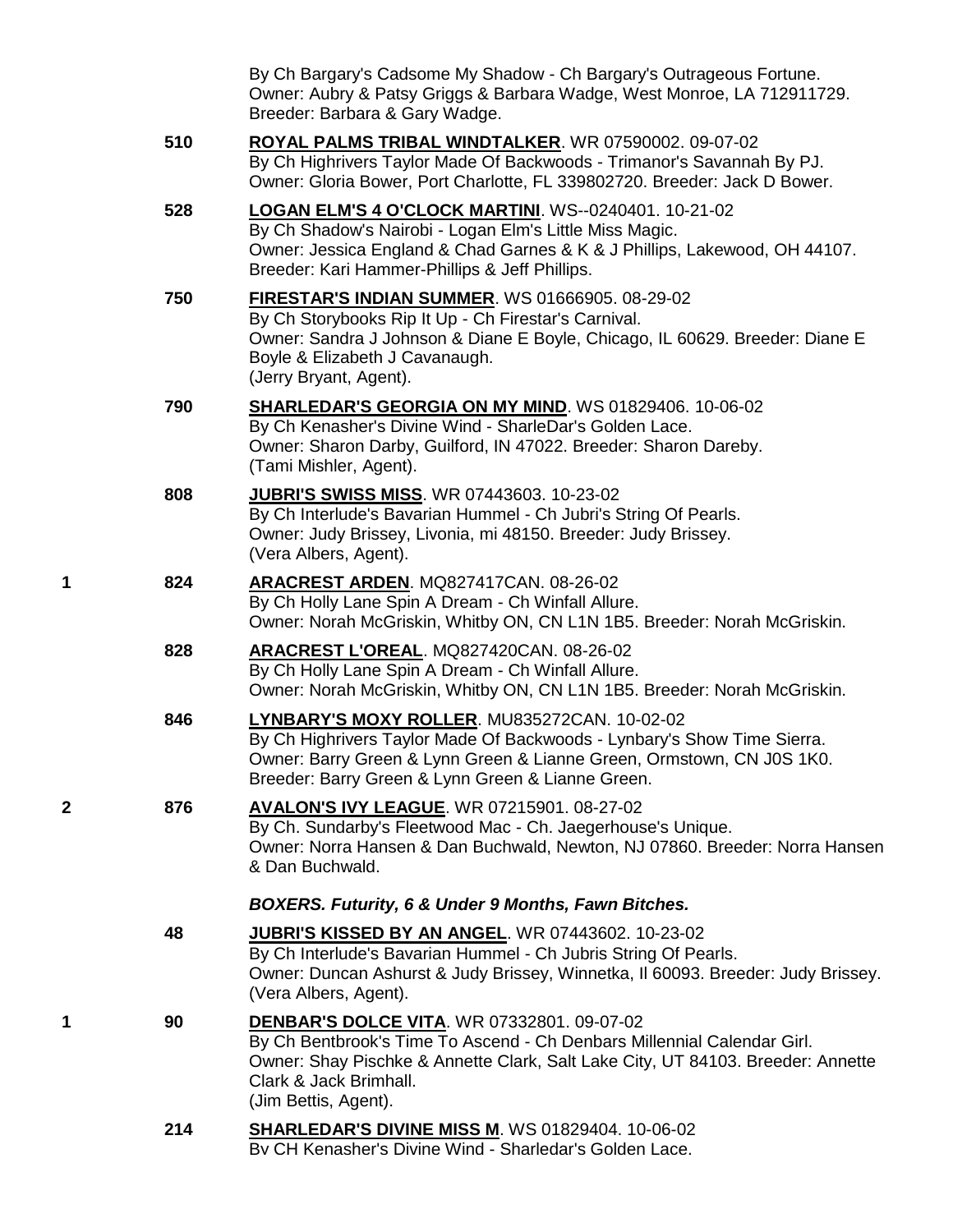By Ch Bargary's Cadsome My Shadow - Ch Bargary's Outrageous Fortune. Owner: Aubry & Patsy Griggs & Barbara Wadge, West Monroe, LA 712911729. Breeder: Barbara & Gary Wadge.

510 **ROYAL PALMS TRIBAL WINDTALKER**. WR 07590002. 09-07-02
By Ch Highrivers Taylor Made Of Backwoods - Trimanor's Savannah By PJ.
Owner: Gloria Bower, Port Charlotte, FL 339802720. Breeder: Jack D Bower.

528 **LOGAN ELM'S 4 O'CLOCK MARTINI**. WS--0240401. 10-21-02
By Ch Shadow's Nairobi - Logan Elm's Little Miss Magic.
Owner: Jessica England & Chad Garnes & K & J Phillips, Lakewood, OH 44107. Breeder: Kari Hammer-Phillips & Jeff Phillips.

750 **FIRESTAR'S INDIAN SUMMER**. WS 01666905. 08-29-02
By Ch Storybooks Rip It Up - Ch Firestar's Carnival.
Owner: Sandra J Johnson & Diane E Boyle, Chicago, IL 60629. Breeder: Diane E Boyle & Elizabeth J Cavanaugh.
(Jerry Bryant, Agent).

790 **SHARLEDAR'S GEORGIA ON MY MIND**. WS 01829406. 10-06-02
By Ch Kenasher's Divine Wind - SharleDar's Golden Lace.
Owner: Sharon Darby, Guilford, IN 47022. Breeder: Sharon Dareby.
(Tami Mishler, Agent).

808 **JUBRI'S SWISS MISS**. WR 07443603. 10-23-02
By Ch Interlude's Bavarian Hummel - Ch Jubri's String Of Pearls.
Owner: Judy Brissey, Livonia, mi 48150. Breeder: Judy Brissey.
(Vera Albers, Agent).

1 824 **ARACREST ARDEN**. MQ827417CAN. 08-26-02
By Ch Holly Lane Spin A Dream - Ch Winfall Allure.
Owner: Norah McGriskin, Whitby ON, CN L1N 1B5. Breeder: Norah McGriskin.

828 **ARACREST L'OREAL**. MQ827420CAN. 08-26-02
By Ch Holly Lane Spin A Dream - Ch Winfall Allure.
Owner: Norah McGriskin, Whitby ON, CN L1N 1B5. Breeder: Norah McGriskin.

846 **LYNBARY'S MOXY ROLLER**. MU835272CAN. 10-02-02
By Ch Highrivers Taylor Made Of Backwoods - Lynbary's Show Time Sierra.
Owner: Barry Green & Lynn Green & Lianne Green, Ormstown, CN J0S 1K0. Breeder: Barry Green & Lynn Green & Lianne Green.

2 876 **AVALON'S IVY LEAGUE**. WR 07215901. 08-27-02
By Ch. Sundarby's Fleetwood Mac - Ch. Jaegerhouse's Unique.
Owner: Norra Hansen & Dan Buchwald, Newton, NJ 07860. Breeder: Norra Hansen & Dan Buchwald.

***BOXERS. Futurity, 6 & Under 9 Months, Fawn Bitches.***

48 **JUBRI'S KISSED BY AN ANGEL**. WR 07443602. 10-23-02
By Ch Interlude's Bavarian Hummel - Ch Jubris String Of Pearls.
Owner: Duncan Ashurst & Judy Brissey, Winnetka, Il 60093. Breeder: Judy Brissey.
(Vera Albers, Agent).

1 90 **DENBAR'S DOLCE VITA**. WR 07332801. 09-07-02
By Ch Bentbrook's Time To Ascend - Ch Denbars Millennial Calendar Girl.
Owner: Shay Pischke & Annette Clark, Salt Lake City, UT 84103. Breeder: Annette Clark & Jack Brimhall.
(Jim Bettis, Agent).

214 **SHARLEDAR'S DIVINE MISS M**. WS 01829404. 10-06-02
By CH Kenasher's Divine Wind - Sharledar's Golden Lace.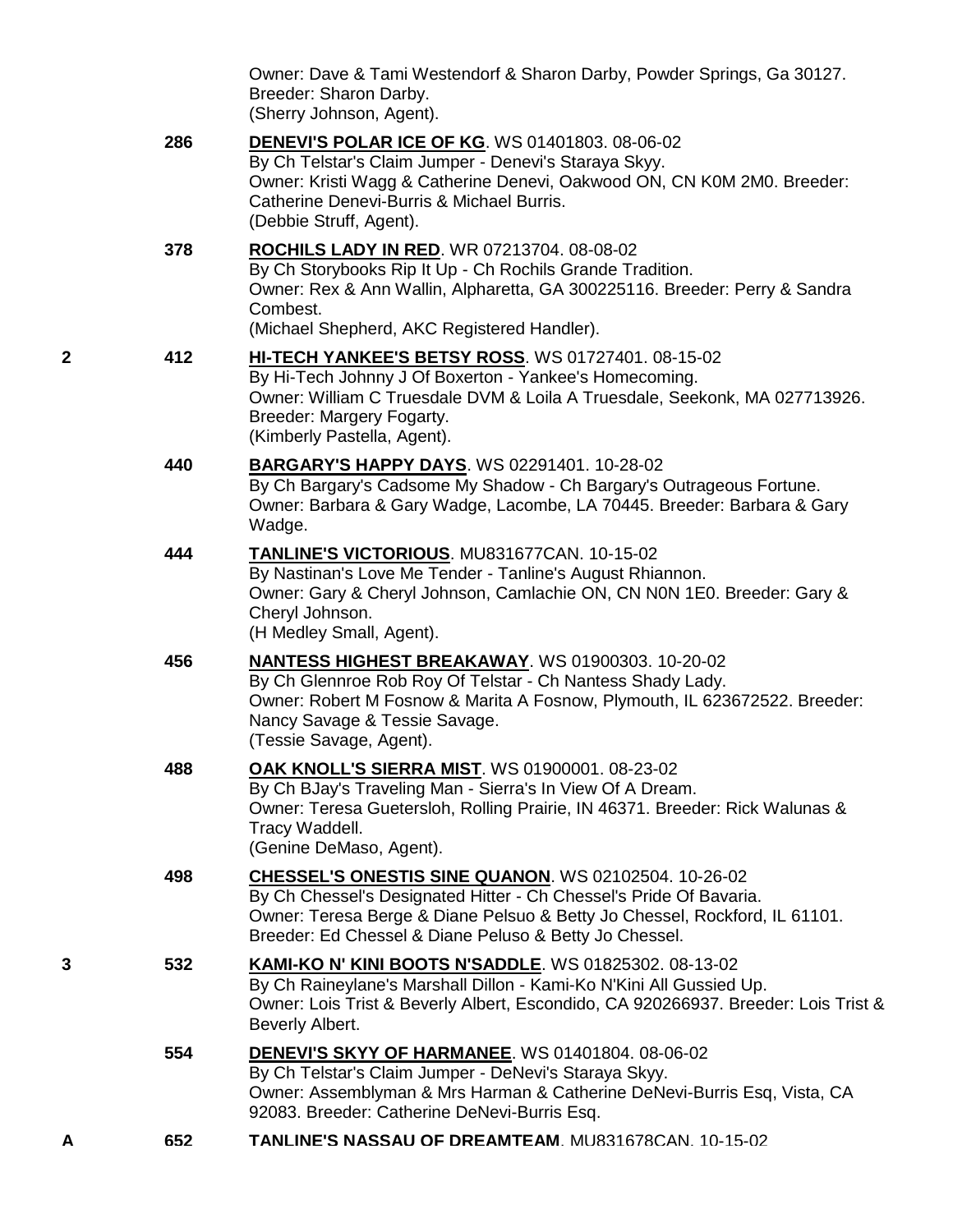Owner: Dave & Tami Westendorf & Sharon Darby, Powder Springs, Ga 30127.
Breeder: Sharon Darby.
(Sherry Johnson, Agent).

286 **DENEVI'S POLAR ICE OF KG**. WS 01401803. 08-06-02
By Ch Telstar's Claim Jumper - Denevi's Staraya Skyy.
Owner: Kristi Wagg & Catherine Denevi, Oakwood ON, CN K0M 2M0. Breeder: Catherine Denevi-Burris & Michael Burris.
(Debbie Struff, Agent).

378 **ROCHILS LADY IN RED**. WR 07213704. 08-08-02
By Ch Storybooks Rip It Up - Ch Rochils Grande Tradition.
Owner: Rex & Ann Wallin, Alpharetta, GA 300225116. Breeder: Perry & Sandra Combest.
(Michael Shepherd, AKC Registered Handler).

2 412 **HI-TECH YANKEE'S BETSY ROSS**. WS 01727401. 08-15-02
By Hi-Tech Johnny J Of Boxerton - Yankee's Homecoming.
Owner: William C Truesdale DVM & Loila A Truesdale, Seekonk, MA 027713926. Breeder: Margery Fogarty.
(Kimberly Pastella, Agent).

440 **BARGARY'S HAPPY DAYS**. WS 02291401. 10-28-02
By Ch Bargary's Cadsome My Shadow - Ch Bargary's Outrageous Fortune.
Owner: Barbara & Gary Wadge, Lacombe, LA 70445. Breeder: Barbara & Gary Wadge.

444 **TANLINE'S VICTORIOUS**. MU831677CAN. 10-15-02
By Nastinan's Love Me Tender - Tanline's August Rhiannon.
Owner: Gary & Cheryl Johnson, Camlachie ON, CN N0N 1E0. Breeder: Gary & Cheryl Johnson.
(H Medley Small, Agent).

456 **NANTESS HIGHEST BREAKAWAY**. WS 01900303. 10-20-02
By Ch Glennroe Rob Roy Of Telstar - Ch Nantess Shady Lady.
Owner: Robert M Fosnow & Marita A Fosnow, Plymouth, IL 623672522. Breeder: Nancy Savage & Tessie Savage.
(Tessie Savage, Agent).

488 **OAK KNOLL'S SIERRA MIST**. WS 01900001. 08-23-02
By Ch BJay's Traveling Man - Sierra's In View Of A Dream.
Owner: Teresa Guetersloh, Rolling Prairie, IN 46371. Breeder: Rick Walunas & Tracy Waddell.
(Genine DeMaso, Agent).

498 **CHESSEL'S ONESTIS SINE QUANON**. WS 02102504. 10-26-02
By Ch Chessel's Designated Hitter - Ch Chessel's Pride Of Bavaria.
Owner: Teresa Berge & Diane Pelsuo & Betty Jo Chessel, Rockford, IL 61101. Breeder: Ed Chessel & Diane Peluso & Betty Jo Chessel.

3 532 **KAMI-KO N' KINI BOOTS N'SADDLE**. WS 01825302. 08-13-02
By Ch Raineylane's Marshall Dillon - Kami-Ko N'Kini All Gussied Up.
Owner: Lois Trist & Beverly Albert, Escondido, CA 920266937. Breeder: Lois Trist & Beverly Albert.

554 **DENEVI'S SKYY OF HARMANEE**. WS 01401804. 08-06-02
By Ch Telstar's Claim Jumper - DeNevi's Staraya Skyy.
Owner: Assemblyman & Mrs Harman & Catherine DeNevi-Burris Esq, Vista, CA 92083. Breeder: Catherine DeNevi-Burris Esq.

A 652 **TANLINE'S NASSAU OF DREAMTEAM**. MU831678CAN. 10-15-02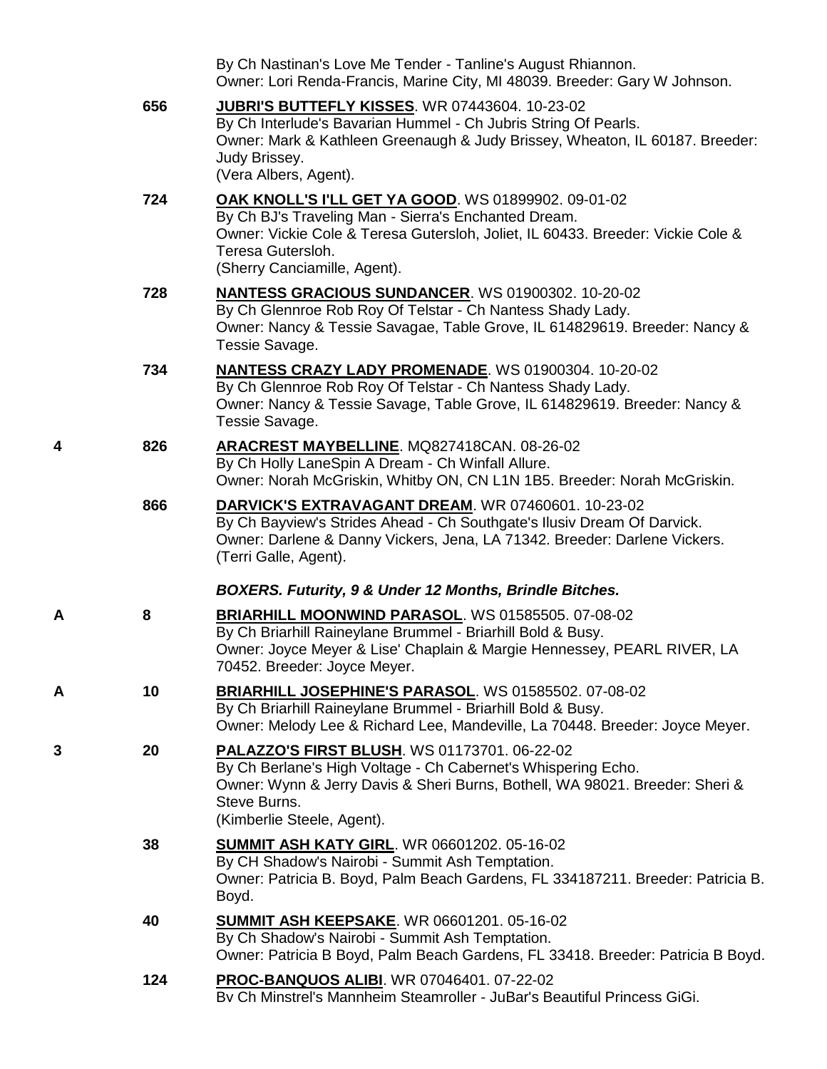By Ch Nastinan's Love Me Tender - Tanline's August Rhiannon.
Owner: Lori Renda-Francis, Marine City, MI 48039. Breeder: Gary W Johnson.

656 **JUBRI'S BUTTEFLY KISSES**. WR 07443604. 10-23-02
By Ch Interlude's Bavarian Hummel - Ch Jubris String Of Pearls.
Owner: Mark & Kathleen Greenaugh & Judy Brissey, Wheaton, IL 60187. Breeder: Judy Brissey.
(Vera Albers, Agent).

724 **OAK KNOLL'S I'LL GET YA GOOD**. WS 01899902. 09-01-02
By Ch BJ's Traveling Man - Sierra's Enchanted Dream.
Owner: Vickie Cole & Teresa Gutersloh, Joliet, IL 60433. Breeder: Vickie Cole & Teresa Gutersloh.
(Sherry Canciamille, Agent).

728 **NANTESS GRACIOUS SUNDANCER**. WS 01900302. 10-20-02
By Ch Glennroe Rob Roy Of Telstar - Ch Nantess Shady Lady.
Owner: Nancy & Tessie Savagae, Table Grove, IL 614829619. Breeder: Nancy & Tessie Savage.

734 **NANTESS CRAZY LADY PROMENADE**. WS 01900304. 10-20-02
By Ch Glennroe Rob Roy Of Telstar - Ch Nantess Shady Lady.
Owner: Nancy & Tessie Savage, Table Grove, IL 614829619. Breeder: Nancy & Tessie Savage.

4 826 **ARACREST MAYBELLINE**. MQ827418CAN. 08-26-02
By Ch Holly LaneSpin A Dream - Ch Winfall Allure.
Owner: Norah McGriskin, Whitby ON, CN L1N 1B5. Breeder: Norah McGriskin.

866 **DARVICK'S EXTRAVAGANT DREAM**. WR 07460601. 10-23-02
By Ch Bayview's Strides Ahead - Ch Southgate's Ilusiv Dream Of Darvick.
Owner: Darlene & Danny Vickers, Jena, LA 71342. Breeder: Darlene Vickers.
(Terri Galle, Agent).

***BOXERS. Futurity, 9 & Under 12 Months, Brindle Bitches.***

A 8 **BRIARHILL MOONWIND PARASOL**. WS 01585505. 07-08-02
By Ch Briarhill Raineylane Brummel - Briarhill Bold & Busy.
Owner: Joyce Meyer & Lise' Chaplain & Margie Hennessey, PEARL RIVER, LA 70452. Breeder: Joyce Meyer.

A 10 **BRIARHILL JOSEPHINE'S PARASOL**. WS 01585502. 07-08-02
By Ch Briarhill Raineylane Brummel - Briarhill Bold & Busy.
Owner: Melody Lee & Richard Lee, Mandeville, La 70448. Breeder: Joyce Meyer.

3 20 **PALAZZO'S FIRST BLUSH**. WS 01173701. 06-22-02
By Ch Berlane's High Voltage - Ch Cabernet's Whispering Echo.
Owner: Wynn & Jerry Davis & Sheri Burns, Bothell, WA 98021. Breeder: Sheri & Steve Burns.
(Kimberlie Steele, Agent).

38 **SUMMIT ASH KATY GIRL**. WR 06601202. 05-16-02
By CH Shadow's Nairobi - Summit Ash Temptation.
Owner: Patricia B. Boyd, Palm Beach Gardens, FL 334187211. Breeder: Patricia B. Boyd.

40 **SUMMIT ASH KEEPSAKE**. WR 06601201. 05-16-02
By Ch Shadow's Nairobi - Summit Ash Temptation.
Owner: Patricia B Boyd, Palm Beach Gardens, FL 33418. Breeder: Patricia B Boyd.

124 **PROC-BANQUOS ALIBI**. WR 07046401. 07-22-02
By Ch Minstrel's Mannheim Steamroller - JuBar's Beautiful Princess GiGi.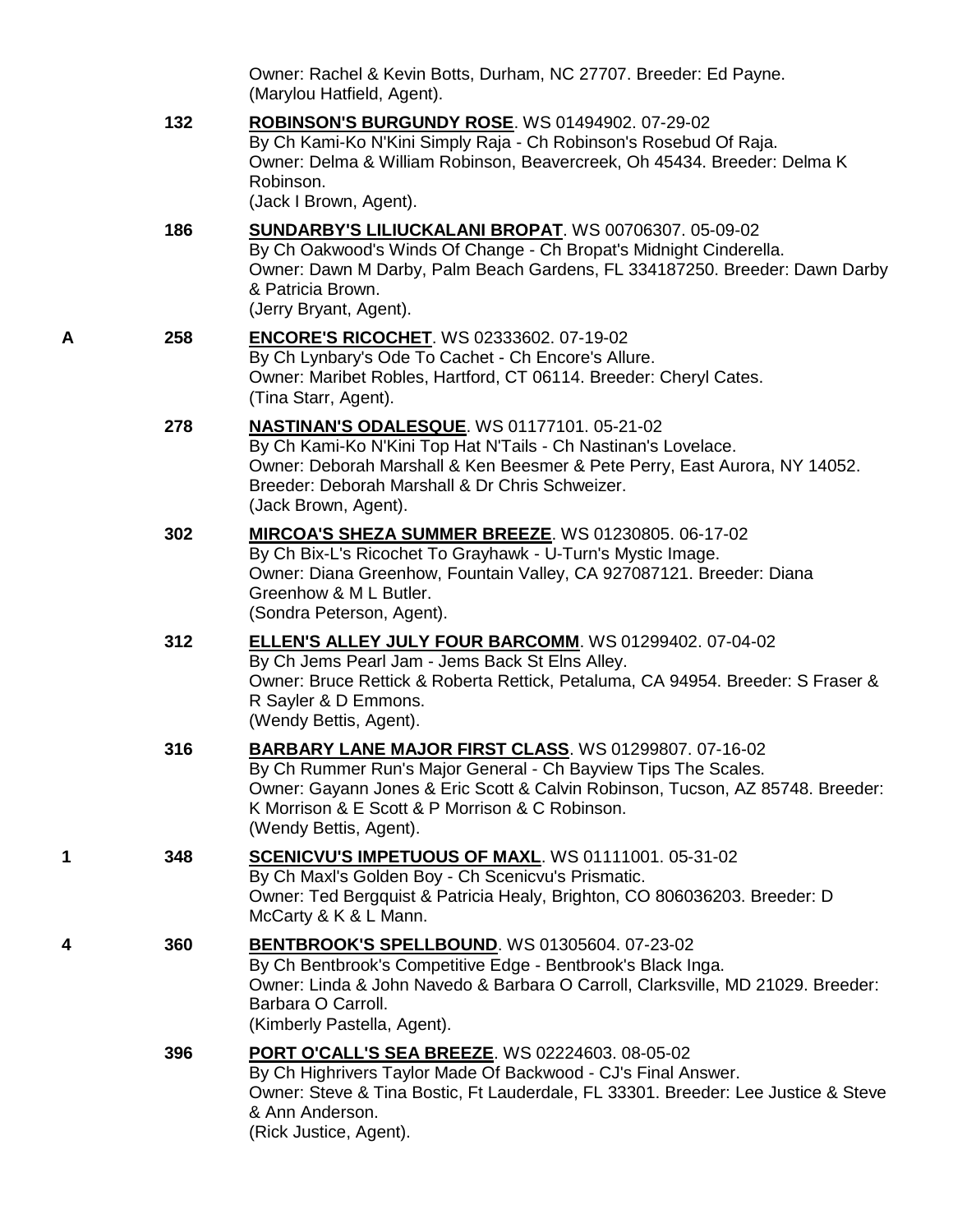Owner: Rachel & Kevin Botts, Durham, NC 27707. Breeder: Ed Payne.
(Marylou Hatfield, Agent).

132 **ROBINSON'S BURGUNDY ROSE**. WS 01494902. 07-29-02
By Ch Kami-Ko N'Kini Simply Raja - Ch Robinson's Rosebud Of Raja.
Owner: Delma & William Robinson, Beavercreek, Oh 45434. Breeder: Delma K Robinson.
(Jack I Brown, Agent).

186 **SUNDARBY'S LILIUCKALANI BROPAT**. WS 00706307. 05-09-02
By Ch Oakwood's Winds Of Change - Ch Bropat's Midnight Cinderella.
Owner: Dawn M Darby, Palm Beach Gardens, FL 334187250. Breeder: Dawn Darby & Patricia Brown.
(Jerry Bryant, Agent).

A 258 **ENCORE'S RICOCHET**. WS 02333602. 07-19-02
By Ch Lynbary's Ode To Cachet - Ch Encore's Allure.
Owner: Maribet Robles, Hartford, CT 06114. Breeder: Cheryl Cates.
(Tina Starr, Agent).

278 **NASTINAN'S ODALESQUE**. WS 01177101. 05-21-02
By Ch Kami-Ko N'Kini Top Hat N'Tails - Ch Nastinan's Lovelace.
Owner: Deborah Marshall & Ken Beesmer & Pete Perry, East Aurora, NY 14052. Breeder: Deborah Marshall & Dr Chris Schweizer.
(Jack Brown, Agent).

302 **MIRCOA'S SHEZA SUMMER BREEZE**. WS 01230805. 06-17-02
By Ch Bix-L's Ricochet To Grayhawk - U-Turn's Mystic Image.
Owner: Diana Greenhow, Fountain Valley, CA 927087121. Breeder: Diana Greenhow & M L Butler.
(Sondra Peterson, Agent).

312 **ELLEN'S ALLEY JULY FOUR BARCOMM**. WS 01299402. 07-04-02
By Ch Jems Pearl Jam - Jems Back St Elns Alley.
Owner: Bruce Rettick & Roberta Rettick, Petaluma, CA 94954. Breeder: S Fraser & R Sayler & D Emmons.
(Wendy Bettis, Agent).

316 **BARBARY LANE MAJOR FIRST CLASS**. WS 01299807. 07-16-02
By Ch Rummer Run's Major General - Ch Bayview Tips The Scales.
Owner: Gayann Jones & Eric Scott & Calvin Robinson, Tucson, AZ 85748. Breeder: K Morrison & E Scott & P Morrison & C Robinson.
(Wendy Bettis, Agent).

1 348 **SCENICVU'S IMPETUOUS OF MAXL**. WS 01111001. 05-31-02
By Ch Maxl's Golden Boy - Ch Scenicvu's Prismatic.
Owner: Ted Bergquist & Patricia Healy, Brighton, CO 806036203. Breeder: D McCarty & K & L Mann.

4 360 **BENTBROOK'S SPELLBOUND**. WS 01305604. 07-23-02
By Ch Bentbrook's Competitive Edge - Bentbrook's Black Inga.
Owner: Linda & John Navedo & Barbara O Carroll, Clarksville, MD 21029. Breeder: Barbara O Carroll.
(Kimberly Pastella, Agent).

396 **PORT O'CALL'S SEA BREEZE**. WS 02224603. 08-05-02
By Ch Highrivers Taylor Made Of Backwood - CJ's Final Answer.
Owner: Steve & Tina Bostic, Ft Lauderdale, FL 33301. Breeder: Lee Justice & Steve & Ann Anderson.
(Rick Justice, Agent).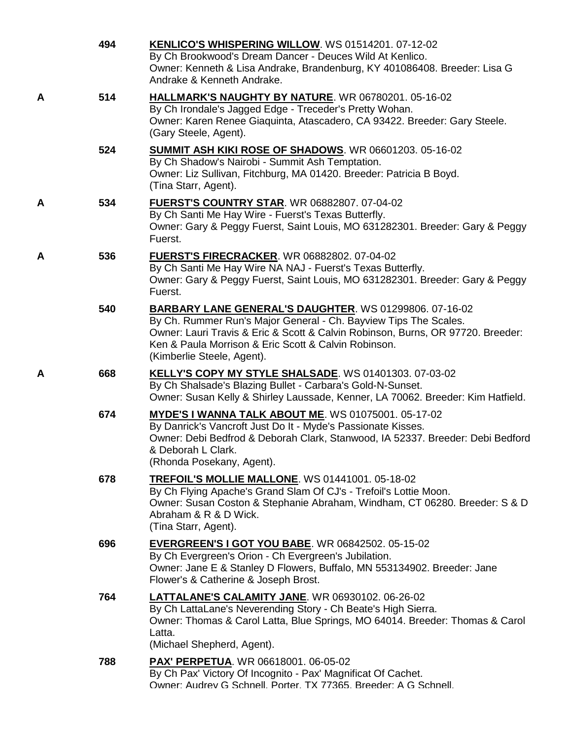494 **KENLICO'S WHISPERING WILLOW**. WS 01514201. 07-12-02
By Ch Brookwood's Dream Dancer - Deuces Wild At Kenlico.
Owner: Kenneth & Lisa Andrake, Brandenburg, KY 401086408. Breeder: Lisa G Andrake & Kenneth Andrake.

A 514 **HALLMARK'S NAUGHTY BY NATURE**. WR 06780201. 05-16-02
By Ch Irondale's Jagged Edge - Treceder's Pretty Wohan.
Owner: Karen Renee Giaquinta, Atascadero, CA 93422. Breeder: Gary Steele.
(Gary Steele, Agent).

524 **SUMMIT ASH KIKI ROSE OF SHADOWS**. WR 06601203. 05-16-02
By Ch Shadow's Nairobi - Summit Ash Temptation.
Owner: Liz Sullivan, Fitchburg, MA 01420. Breeder: Patricia B Boyd.
(Tina Starr, Agent).

A 534 **FUERST'S COUNTRY STAR**. WR 06882807. 07-04-02
By Ch Santi Me Hay Wire - Fuerst's Texas Butterfly.
Owner: Gary & Peggy Fuerst, Saint Louis, MO 631282301. Breeder: Gary & Peggy Fuerst.

A 536 **FUERST'S FIRECRACKER**. WR 06882802. 07-04-02
By Ch Santi Me Hay Wire NA NAJ - Fuerst's Texas Butterfly.
Owner: Gary & Peggy Fuerst, Saint Louis, MO 631282301. Breeder: Gary & Peggy Fuerst.

540 **BARBARY LANE GENERAL'S DAUGHTER**. WS 01299806. 07-16-02
By Ch. Rummer Run's Major General - Ch. Bayview Tips The Scales.
Owner: Lauri Travis & Eric & Scott & Calvin Robinson, Burns, OR 97720. Breeder: Ken & Paula Morrison & Eric Scott & Calvin Robinson.
(Kimberlie Steele, Agent).

A 668 **KELLY'S COPY MY STYLE SHALSADE**. WS 01401303. 07-03-02
By Ch Shalsade's Blazing Bullet - Carbara's Gold-N-Sunset.
Owner: Susan Kelly & Shirley Laussade, Kenner, LA 70062. Breeder: Kim Hatfield.

674 **MYDE'S I WANNA TALK ABOUT ME**. WS 01075001. 05-17-02
By Danrick's Vancroft Just Do It - Myde's Passionate Kisses.
Owner: Debi Bedfrod & Deborah Clark, Stanwood, IA 52337. Breeder: Debi Bedford & Deborah L Clark.
(Rhonda Posekany, Agent).

678 **TREFOIL'S MOLLIE MALLONE**. WS 01441001. 05-18-02
By Ch Flying Apache's Grand Slam Of CJ's - Trefoil's Lottie Moon.
Owner: Susan Coston & Stephanie Abraham, Windham, CT 06280. Breeder: S & D Abraham & R & D Wick.
(Tina Starr, Agent).

696 **EVERGREEN'S I GOT YOU BABE**. WR 06842502. 05-15-02
By Ch Evergreen's Orion - Ch Evergreen's Jubilation.
Owner: Jane E & Stanley D Flowers, Buffalo, MN 553134902. Breeder: Jane Flower's & Catherine & Joseph Brost.

764 **LATTALANE'S CALAMITY JANE**. WR 06930102. 06-26-02
By Ch LattaLane's Neverending Story - Ch Beate's High Sierra.
Owner: Thomas & Carol Latta, Blue Springs, MO 64014. Breeder: Thomas & Carol Latta.
(Michael Shepherd, Agent).

788 **PAX' PERPETUA**. WR 06618001. 06-05-02
By Ch Pax' Victory Of Incognito - Pax' Magnificat Of Cachet.
Owner: Audrey G Schnell, Porter, TX 77365. Breeder: A G Schnell.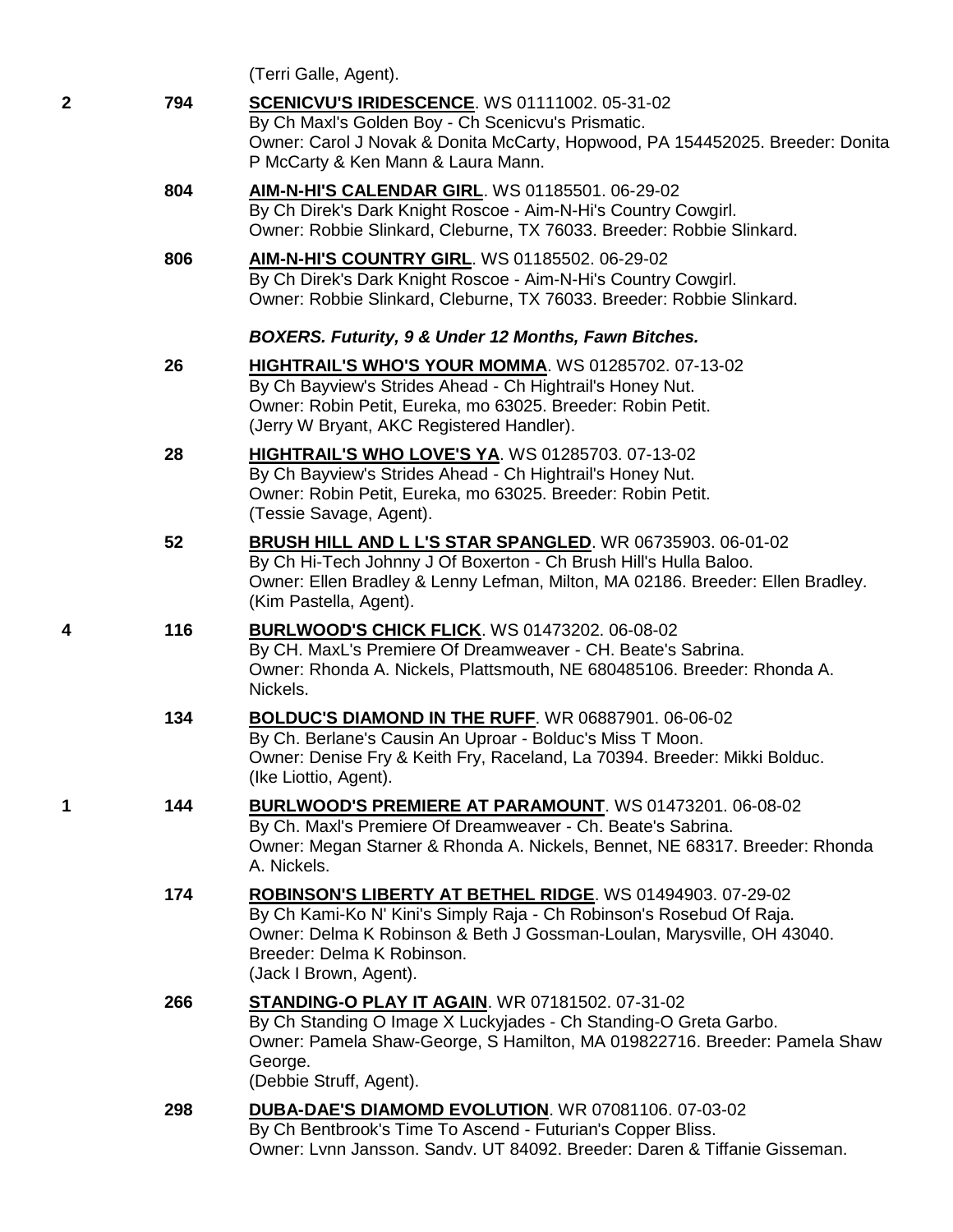(Terri Galle, Agent).

2 | 794 | **SCENICVU'S IRIDESCENCE**. WS 01111002. 05-31-02
By Ch Maxl's Golden Boy - Ch Scenicvu's Prismatic.
Owner: Carol J Novak & Donita McCarty, Hopwood, PA 154452025. Breeder: Donita P McCarty & Ken Mann & Laura Mann.

804 | **AIM-N-HI'S CALENDAR GIRL**. WS 01185501. 06-29-02
By Ch Direk's Dark Knight Roscoe - Aim-N-Hi's Country Cowgirl.
Owner: Robbie Slinkard, Cleburne, TX 76033. Breeder: Robbie Slinkard.

806 | **AIM-N-HI'S COUNTRY GIRL**. WS 01185502. 06-29-02
By Ch Direk's Dark Knight Roscoe - Aim-N-Hi's Country Cowgirl.
Owner: Robbie Slinkard, Cleburne, TX 76033. Breeder: Robbie Slinkard.

***BOXERS. Futurity, 9 & Under 12 Months, Fawn Bitches.***

26 | **HIGHTRAIL'S WHO'S YOUR MOMMA**. WS 01285702. 07-13-02
By Ch Bayview's Strides Ahead - Ch Hightrail's Honey Nut.
Owner: Robin Petit, Eureka, mo 63025. Breeder: Robin Petit.
(Jerry W Bryant, AKC Registered Handler).

28 | **HIGHTRAIL'S WHO LOVE'S YA**. WS 01285703. 07-13-02
By Ch Bayview's Strides Ahead - Ch Hightrail's Honey Nut.
Owner: Robin Petit, Eureka, mo 63025. Breeder: Robin Petit.
(Tessie Savage, Agent).

52 | **BRUSH HILL AND L L'S STAR SPANGLED**. WR 06735903. 06-01-02
By Ch Hi-Tech Johnny J Of Boxerton - Ch Brush Hill's Hulla Baloo.
Owner: Ellen Bradley & Lenny Lefman, Milton, MA 02186. Breeder: Ellen Bradley.
(Kim Pastella, Agent).

4 | 116 | **BURLWOOD'S CHICK FLICK**. WS 01473202. 06-08-02
By CH. MaxL's Premiere Of Dreamweaver - CH. Beate's Sabrina.
Owner: Rhonda A. Nickels, Plattsmouth, NE 680485106. Breeder: Rhonda A. Nickels.

134 | **BOLDUC'S DIAMOND IN THE RUFF**. WR 06887901. 06-06-02
By Ch. Berlane's Causin An Uproar - Bolduc's Miss T Moon.
Owner: Denise Fry & Keith Fry, Raceland, La 70394. Breeder: Mikki Bolduc.
(Ike Liottio, Agent).

1 | 144 | **BURLWOOD'S PREMIERE AT PARAMOUNT**. WS 01473201. 06-08-02
By Ch. Maxl's Premiere Of Dreamweaver - Ch. Beate's Sabrina.
Owner: Megan Starner & Rhonda A. Nickels, Bennet, NE 68317. Breeder: Rhonda A. Nickels.

174 | **ROBINSON'S LIBERTY AT BETHEL RIDGE**. WS 01494903. 07-29-02
By Ch Kami-Ko N' Kini's Simply Raja - Ch Robinson's Rosebud Of Raja.
Owner: Delma K Robinson & Beth J Gossman-Loulan, Marysville, OH 43040. Breeder: Delma K Robinson.
(Jack I Brown, Agent).

266 | **STANDING-O PLAY IT AGAIN**. WR 07181502. 07-31-02
By Ch Standing O Image X Luckyjades - Ch Standing-O Greta Garbo.
Owner: Pamela Shaw-George, S Hamilton, MA 019822716. Breeder: Pamela Shaw George.
(Debbie Struff, Agent).

298 | **DUBA-DAE'S DIAMOMD EVOLUTION**. WR 07081106. 07-03-02
By Ch Bentbrook's Time To Ascend - Futurian's Copper Bliss.
Owner: Lynn Jansson, Sandy, UT 84092. Breeder: Daren & Tiffanie Gisseman.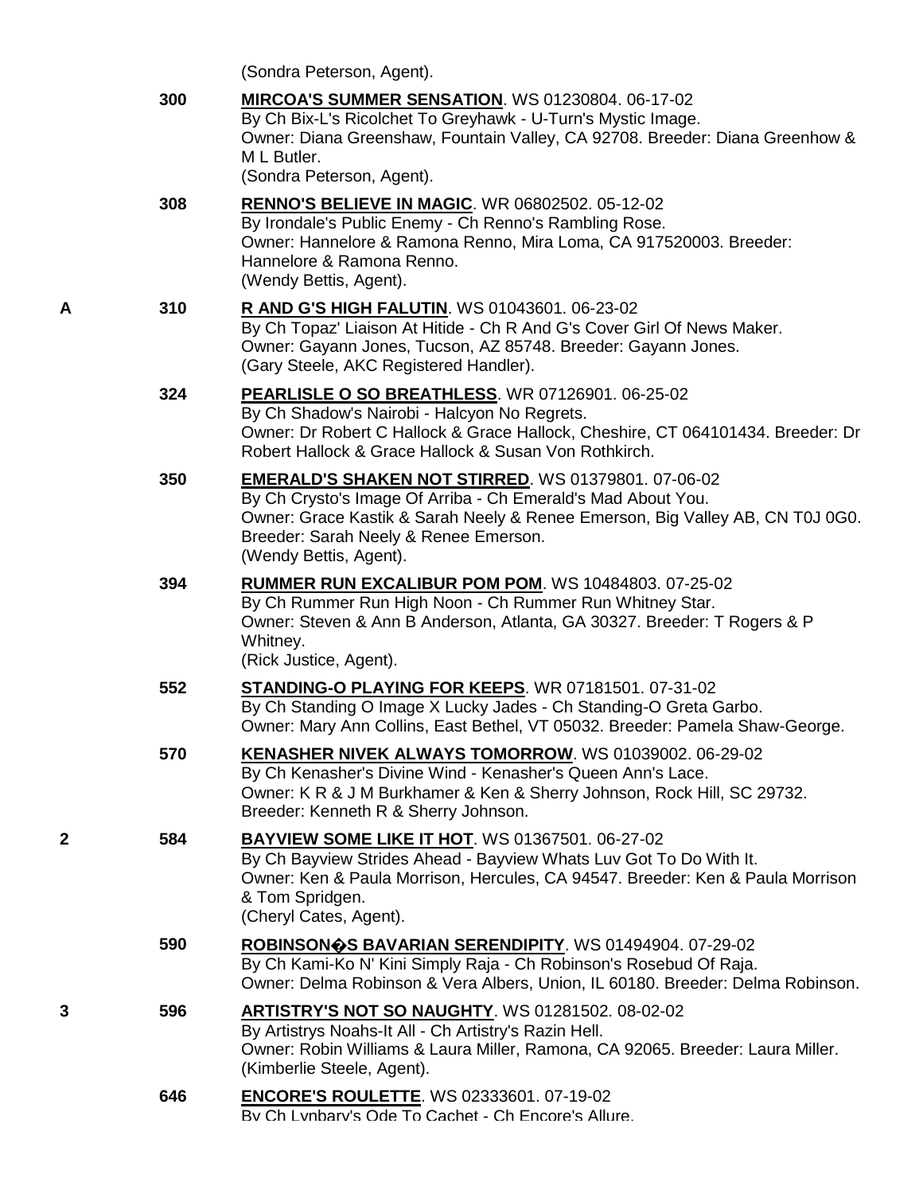(Sondra Peterson, Agent).

| | | |
|---|---|---|
| | 300 | **MIRCOA'S SUMMER SENSATION**. WS 01230804. 06-17-02<br>By Ch Bix-L's Ricolchet To Greyhawk - U-Turn's Mystic Image.<br>Owner: Diana Greenshaw, Fountain Valley, CA 92708. Breeder: Diana Greenhow & M L Butler.<br>(Sondra Peterson, Agent). |
| | 308 | **RENNO'S BELIEVE IN MAGIC**. WR 06802502. 05-12-02<br>By Irondale's Public Enemy - Ch Renno's Rambling Rose.<br>Owner: Hannelore & Ramona Renno, Mira Loma, CA 917520003. Breeder: Hannelore & Ramona Renno.<br>(Wendy Bettis, Agent). |
| A | 310 | **R AND G'S HIGH FALUTIN**. WS 01043601. 06-23-02<br>By Ch Topaz' Liaison At Hitide - Ch R And G's Cover Girl Of News Maker.<br>Owner: Gayann Jones, Tucson, AZ 85748. Breeder: Gayann Jones.<br>(Gary Steele, AKC Registered Handler). |
| | 324 | **PEARLISLE O SO BREATHLESS**. WR 07126901. 06-25-02<br>By Ch Shadow's Nairobi - Halcyon No Regrets.<br>Owner: Dr Robert C Hallock & Grace Hallock, Cheshire, CT 064101434. Breeder: Dr Robert Hallock & Grace Hallock & Susan Von Rothkirch. |
| | 350 | **EMERALD'S SHAKEN NOT STIRRED**. WS 01379801. 07-06-02<br>By Ch Crysto's Image Of Arriba - Ch Emerald's Mad About You.<br>Owner: Grace Kastik & Sarah Neely & Renee Emerson, Big Valley AB, CN T0J 0G0. Breeder: Sarah Neely & Renee Emerson.<br>(Wendy Bettis, Agent). |
| | 394 | **RUMMER RUN EXCALIBUR POM POM**. WS 10484803. 07-25-02<br>By Ch Rummer Run High Noon - Ch Rummer Run Whitney Star.<br>Owner: Steven & Ann B Anderson, Atlanta, GA 30327. Breeder: T Rogers & P Whitney.<br>(Rick Justice, Agent). |
| | 552 | **STANDING-O PLAYING FOR KEEPS**. WR 07181501. 07-31-02<br>By Ch Standing O Image X Lucky Jades - Ch Standing-O Greta Garbo.<br>Owner: Mary Ann Collins, East Bethel, VT 05032. Breeder: Pamela Shaw-George. |
| | 570 | **KENASHER NIVEK ALWAYS TOMORROW**. WS 01039002. 06-29-02<br>By Ch Kenasher's Divine Wind - Kenasher's Queen Ann's Lace.<br>Owner: K R & J M Burkhamer & Ken & Sherry Johnson, Rock Hill, SC 29732. Breeder: Kenneth R & Sherry Johnson. |
| 2 | 584 | **BAYVIEW SOME LIKE IT HOT**. WS 01367501. 06-27-02<br>By Ch Bayview Strides Ahead - Bayview Whats Luv Got To Do With It.<br>Owner: Ken & Paula Morrison, Hercules, CA 94547. Breeder: Ken & Paula Morrison & Tom Spridgen.<br>(Cheryl Cates, Agent). |
| | 590 | **ROBINSON�S BAVARIAN SERENDIPITY**. WS 01494904. 07-29-02<br>By Ch Kami-Ko N' Kini Simply Raja - Ch Robinson's Rosebud Of Raja.<br>Owner: Delma Robinson & Vera Albers, Union, IL 60180. Breeder: Delma Robinson. |
| 3 | 596 | **ARTISTRY'S NOT SO NAUGHTY**. WS 01281502. 08-02-02<br>By Artistrys Noahs-It All - Ch Artistry's Razin Hell.<br>Owner: Robin Williams & Laura Miller, Ramona, CA 92065. Breeder: Laura Miller.<br>(Kimberlie Steele, Agent). |
| | 646 | **ENCORE'S ROULETTE**. WS 02333601. 07-19-02<br>By Ch Lynbary's Ode To Cachet - Ch Encore's Allure. |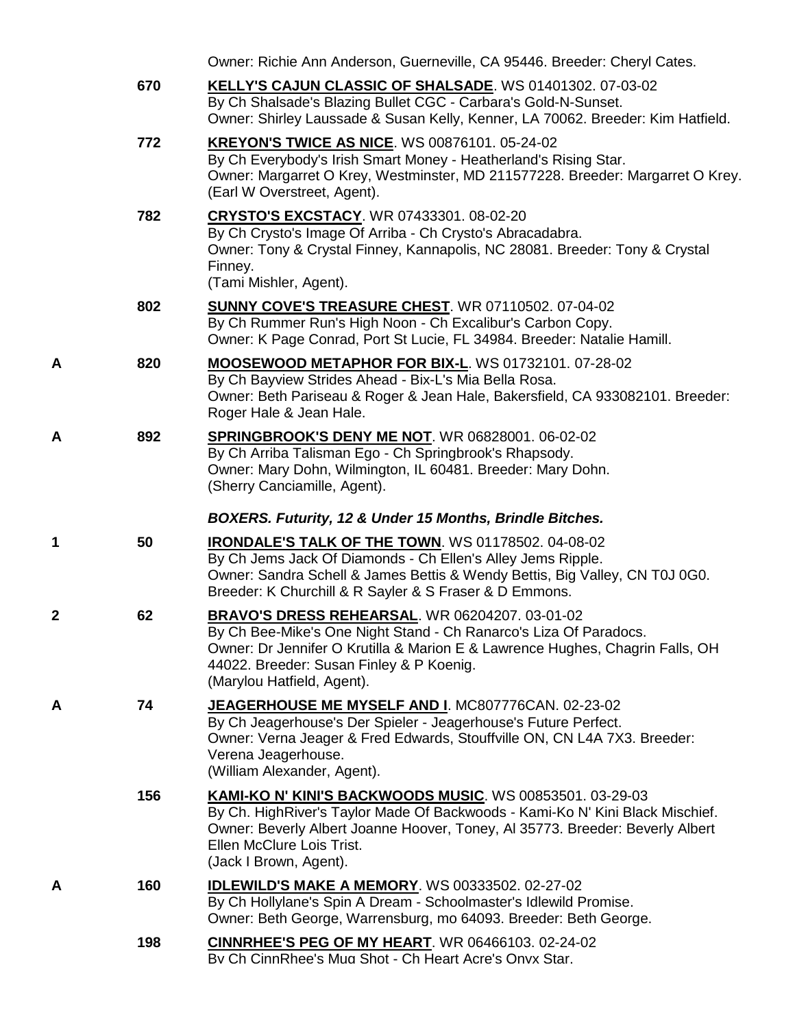Owner: Richie Ann Anderson, Guerneville, CA 95446. Breeder: Cheryl Cates.

| | | |
|---|---|---|
| | 670 | **KELLY'S CAJUN CLASSIC OF SHALSADE**. WS 01401302. 07-03-02<br>By Ch Shalsade's Blazing Bullet CGC - Carbara's Gold-N-Sunset.<br>Owner: Shirley Laussade & Susan Kelly, Kenner, LA 70062. Breeder: Kim Hatfield. |
| | 772 | **KREYON'S TWICE AS NICE**. WS 00876101. 05-24-02<br>By Ch Everybody's Irish Smart Money - Heatherland's Rising Star.<br>Owner: Margarret O Krey, Westminster, MD 211577228. Breeder: Margarret O Krey.<br>(Earl W Overstreet, Agent). |
| | 782 | **CRYSTO'S EXCSTACY**. WR 07433301. 08-02-20<br>By Ch Crysto's Image Of Arriba - Ch Crysto's Abracadabra.<br>Owner: Tony & Crystal Finney, Kannapolis, NC 28081. Breeder: Tony & Crystal Finney.<br>(Tami Mishler, Agent). |
| | 802 | **SUNNY COVE'S TREASURE CHEST**. WR 07110502. 07-04-02<br>By Ch Rummer Run's High Noon - Ch Excalibur's Carbon Copy.<br>Owner: K Page Conrad, Port St Lucie, FL 34984. Breeder: Natalie Hamill. |
| A | 820 | **MOOSEWOOD METAPHOR FOR BIX-L**. WS 01732101. 07-28-02<br>By Ch Bayview Strides Ahead - Bix-L's Mia Bella Rosa.<br>Owner: Beth Pariseau & Roger & Jean Hale, Bakersfield, CA 933082101. Breeder: Roger Hale & Jean Hale. |
| A | 892 | **SPRINGBROOK'S DENY ME NOT**. WR 06828001. 06-02-02<br>By Ch Arriba Talisman Ego - Ch Springbrook's Rhapsody.<br>Owner: Mary Dohn, Wilmington, IL 60481. Breeder: Mary Dohn.<br>(Sherry Canciamille, Agent). |

***BOXERS. Futurity, 12 & Under 15 Months, Brindle Bitches.***

| | | |
|---|---|---|
| 1 | 50 | **IRONDALE'S TALK OF THE TOWN**. WS 01178502. 04-08-02<br>By Ch Jems Jack Of Diamonds - Ch Ellen's Alley Jems Ripple.<br>Owner: Sandra Schell & James Bettis & Wendy Bettis, Big Valley, CN T0J 0G0.<br>Breeder: K Churchill & R Sayler & S Fraser & D Emmons. |
| 2 | 62 | **BRAVO'S DRESS REHEARSAL**. WR 06204207. 03-01-02<br>By Ch Bee-Mike's One Night Stand - Ch Ranarco's Liza Of Paradocs.<br>Owner: Dr Jennifer O Krutilla & Marion E & Lawrence Hughes, Chagrin Falls, OH 44022. Breeder: Susan Finley & P Koenig.<br>(Marylou Hatfield, Agent). |
| A | 74 | **JEAGERHOUSE ME MYSELF AND I**. MC807776CAN. 02-23-02<br>By Ch Jeagerhouse's Der Spieler - Jeagerhouse's Future Perfect.<br>Owner: Verna Jeager & Fred Edwards, Stouffville ON, CN L4A 7X3. Breeder: Verena Jeagerhouse.<br>(William Alexander, Agent). |
| | 156 | **KAMI-KO N' KINI'S BACKWOODS MUSIC**. WS 00853501. 03-29-03<br>By Ch. HighRiver's Taylor Made Of Backwoods - Kami-Ko N' Kini Black Mischief.<br>Owner: Beverly Albert Joanne Hoover, Toney, Al 35773. Breeder: Beverly Albert Ellen McClure Lois Trist.<br>(Jack I Brown, Agent). |
| A | 160 | **IDLEWILD'S MAKE A MEMORY**. WS 00333502. 02-27-02<br>By Ch Hollylane's Spin A Dream - Schoolmaster's Idlewild Promise.<br>Owner: Beth George, Warrensburg, mo 64093. Breeder: Beth George. |
| | 198 | **CINNRHEE'S PEG OF MY HEART**. WR 06466103. 02-24-02<br>By Ch CinnRhee's Mug Shot - Ch Heart Acre's Onyx Star. |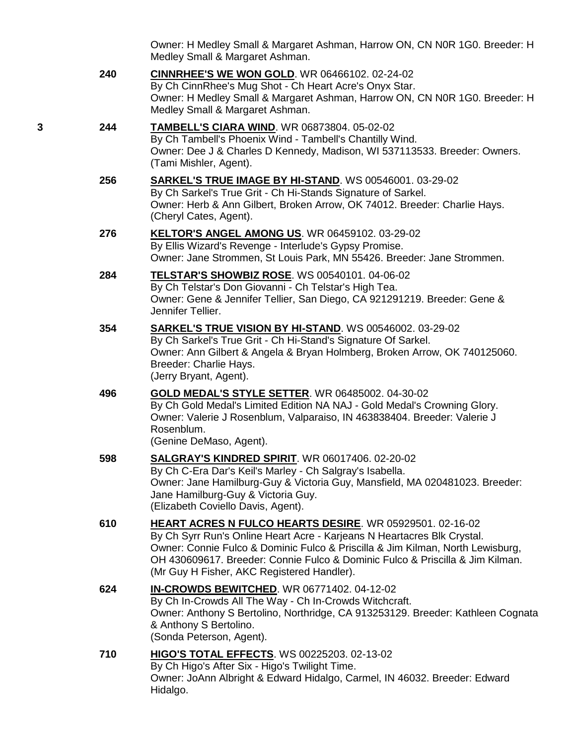Owner: H Medley Small & Margaret Ashman, Harrow ON, CN N0R 1G0. Breeder: H Medley Small & Margaret Ashman.

**240** **CINNRHEE'S WE WON GOLD**. WR 06466102. 02-24-02
By Ch CinnRhee's Mug Shot - Ch Heart Acre's Onyx Star.
Owner: H Medley Small & Margaret Ashman, Harrow ON, CN N0R 1G0. Breeder: H Medley Small & Margaret Ashman.

3 **244** **TAMBELL'S CIARA WIND**. WR 06873804. 05-02-02
By Ch Tambell's Phoenix Wind - Tambell's Chantilly Wind.
Owner: Dee J & Charles D Kennedy, Madison, WI 537113533. Breeder: Owners.
(Tami Mishler, Agent).

**256** **SARKEL'S TRUE IMAGE BY HI-STAND**. WS 00546001. 03-29-02
By Ch Sarkel's True Grit - Ch Hi-Stands Signature of Sarkel.
Owner: Herb & Ann Gilbert, Broken Arrow, OK 74012. Breeder: Charlie Hays.
(Cheryl Cates, Agent).

**276** **KELTOR'S ANGEL AMONG US**. WR 06459102. 03-29-02
By Ellis Wizard's Revenge - Interlude's Gypsy Promise.
Owner: Jane Strommen, St Louis Park, MN 55426. Breeder: Jane Strommen.

**284** **TELSTAR'S SHOWBIZ ROSE**. WS 00540101. 04-06-02
By Ch Telstar's Don Giovanni - Ch Telstar's High Tea.
Owner: Gene & Jennifer Tellier, San Diego, CA 921291219. Breeder: Gene & Jennifer Tellier.

**354** **SARKEL'S TRUE VISION BY HI-STAND**. WS 00546002. 03-29-02
By Ch Sarkel's True Grit - Ch Hi-Stand's Signature Of Sarkel.
Owner: Ann Gilbert & Angela & Bryan Holmberg, Broken Arrow, OK 740125060.
Breeder: Charlie Hays.
(Jerry Bryant, Agent).

**496** **GOLD MEDAL'S STYLE SETTER**. WR 06485002. 04-30-02
By Ch Gold Medal's Limited Edition NA NAJ - Gold Medal's Crowning Glory.
Owner: Valerie J Rosenblum, Valparaiso, IN 463838404. Breeder: Valerie J Rosenblum.
(Genine DeMaso, Agent).

**598** **SALGRAY'S KINDRED SPIRIT**. WR 06017406. 02-20-02
By Ch C-Era Dar's Keil's Marley - Ch Salgray's Isabella.
Owner: Jane Hamilburg-Guy & Victoria Guy, Mansfield, MA 020481023. Breeder: Jane Hamilburg-Guy & Victoria Guy.
(Elizabeth Coviello Davis, Agent).

**610** **HEART ACRES N FULCO HEARTS DESIRE**. WR 05929501. 02-16-02
By Ch Syrr Run's Online Heart Acre - Karjeans N Heartacres Blk Crystal.
Owner: Connie Fulco & Dominic Fulco & Priscilla & Jim Kilman, North Lewisburg, OH 430609617. Breeder: Connie Fulco & Dominic Fulco & Priscilla & Jim Kilman.
(Mr Guy H Fisher, AKC Registered Handler).

**624** **IN-CROWDS BEWITCHED**. WR 06771402. 04-12-02
By Ch In-Crowds All The Way - Ch In-Crowds Witchcraft.
Owner: Anthony S Bertolino, Northridge, CA 913253129. Breeder: Kathleen Cognata & Anthony S Bertolino.
(Sonda Peterson, Agent).

**710** **HIGO'S TOTAL EFFECTS**. WS 00225203. 02-13-02
By Ch Higo's After Six - Higo's Twilight Time.
Owner: JoAnn Albright & Edward Hidalgo, Carmel, IN 46032. Breeder: Edward Hidalgo.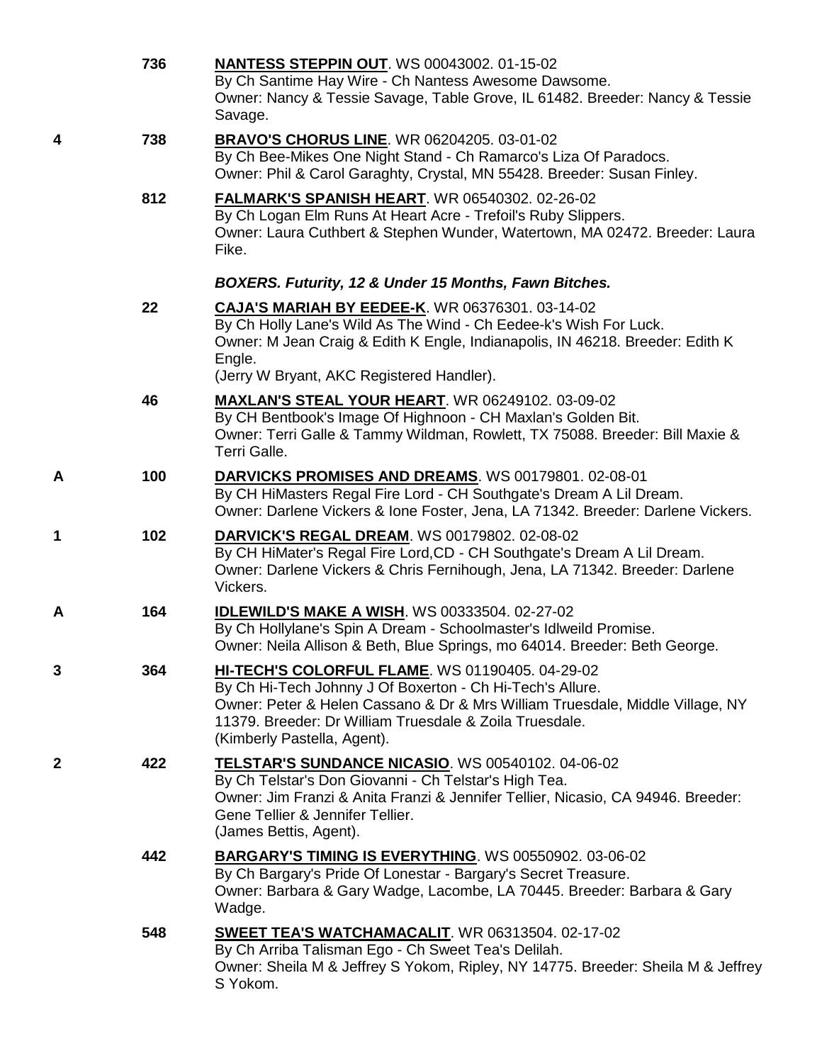| | | |
|---|---|---|
| | 736 | **NANTESS STEPPIN OUT**. WS 00043002. 01-15-02<br>By Ch Santime Hay Wire - Ch Nantess Awesome Dawsome.<br>Owner: Nancy & Tessie Savage, Table Grove, IL 61482. Breeder: Nancy & Tessie Savage. |
| 4 | 738 | **BRAVO'S CHORUS LINE**. WR 06204205. 03-01-02<br>By Ch Bee-Mikes One Night Stand - Ch Ramarco's Liza Of Paradocs.<br>Owner: Phil & Carol Garaghty, Crystal, MN 55428. Breeder: Susan Finley. |
| | 812 | **FALMARK'S SPANISH HEART**. WR 06540302. 02-26-02<br>By Ch Logan Elm Runs At Heart Acre - Trefoil's Ruby Slippers.<br>Owner: Laura Cuthbert & Stephen Wunder, Watertown, MA 02472. Breeder: Laura Fike. |

***BOXERS. Futurity, 12 & Under 15 Months, Fawn Bitches.***

| | | |
|---|---|---|
| | 22 | **CAJA'S MARIAH BY EEDEE-K**. WR 06376301. 03-14-02<br>By Ch Holly Lane's Wild As The Wind - Ch Eedee-k's Wish For Luck.<br>Owner: M Jean Craig & Edith K Engle, Indianapolis, IN 46218. Breeder: Edith K Engle.<br>(Jerry W Bryant, AKC Registered Handler). |
| | 46 | **MAXLAN'S STEAL YOUR HEART**. WR 06249102. 03-09-02<br>By CH Bentbook's Image Of Highnoon - CH Maxlan's Golden Bit.<br>Owner: Terri Galle & Tammy Wildman, Rowlett, TX 75088. Breeder: Bill Maxie & Terri Galle. |
| A | 100 | **DARVICKS PROMISES AND DREAMS**. WS 00179801. 02-08-01<br>By CH HiMasters Regal Fire Lord - CH Southgate's Dream A Lil Dream.<br>Owner: Darlene Vickers & Ione Foster, Jena, LA 71342. Breeder: Darlene Vickers. |
| 1 | 102 | **DARVICK'S REGAL DREAM**. WS 00179802. 02-08-02<br>By CH HiMater's Regal Fire Lord,CD - CH Southgate's Dream A Lil Dream.<br>Owner: Darlene Vickers & Chris Fernihough, Jena, LA 71342. Breeder: Darlene Vickers. |
| A | 164 | **IDLEWILD'S MAKE A WISH**. WS 00333504. 02-27-02<br>By Ch Hollylane's Spin A Dream - Schoolmaster's Idlweild Promise.<br>Owner: Neila Allison & Beth, Blue Springs, mo 64014. Breeder: Beth George. |
| 3 | 364 | **HI-TECH'S COLORFUL FLAME**. WS 01190405. 04-29-02<br>By Ch Hi-Tech Johnny J Of Boxerton - Ch Hi-Tech's Allure.<br>Owner: Peter & Helen Cassano & Dr & Mrs William Truesdale, Middle Village, NY 11379. Breeder: Dr William Truesdale & Zoila Truesdale.<br>(Kimberly Pastella, Agent). |
| 2 | 422 | **TELSTAR'S SUNDANCE NICASIO**. WS 00540102. 04-06-02<br>By Ch Telstar's Don Giovanni - Ch Telstar's High Tea.<br>Owner: Jim Franzi & Anita Franzi & Jennifer Tellier, Nicasio, CA 94946. Breeder: Gene Tellier & Jennifer Tellier.<br>(James Bettis, Agent). |
| | 442 | **BARGARY'S TIMING IS EVERYTHING**. WS 00550902. 03-06-02<br>By Ch Bargary's Pride Of Lonestar - Bargary's Secret Treasure.<br>Owner: Barbara & Gary Wadge, Lacombe, LA 70445. Breeder: Barbara & Gary Wadge. |
| | 548 | **SWEET TEA'S WATCHAMACALIT**. WR 06313504. 02-17-02<br>By Ch Arriba Talisman Ego - Ch Sweet Tea's Delilah.<br>Owner: Sheila M & Jeffrey S Yokom, Ripley, NY 14775. Breeder: Sheila M & Jeffrey S Yokom. |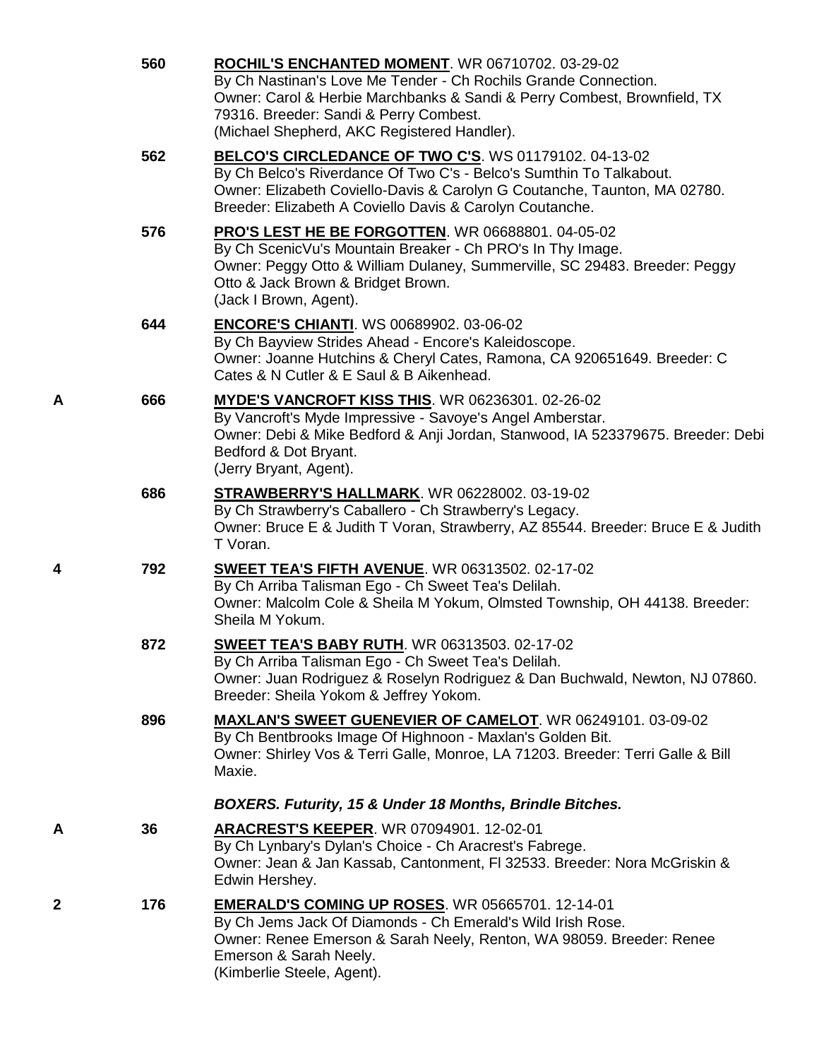**560** **ROCHIL'S ENCHANTED MOMENT**. WR 06710702. 03-29-02
By Ch Nastinan's Love Me Tender - Ch Rochils Grande Connection.
Owner: Carol & Herbie Marchbanks & Sandi & Perry Combest, Brownfield, TX 79316. Breeder: Sandi & Perry Combest.
(Michael Shepherd, AKC Registered Handler).

**562** **BELCO'S CIRCLEDANCE OF TWO C'S**. WS 01179102. 04-13-02
By Ch Belco's Riverdance Of Two C's - Belco's Sumthin To Talkabout.
Owner: Elizabeth Coviello-Davis & Carolyn G Coutanche, Taunton, MA 02780. Breeder: Elizabeth A Coviello Davis & Carolyn Coutanche.

**576** **PRO'S LEST HE BE FORGOTTEN**. WR 06688801. 04-05-02
By Ch ScenicVu's Mountain Breaker - Ch PRO's In Thy Image.
Owner: Peggy Otto & William Dulaney, Summerville, SC 29483. Breeder: Peggy Otto & Jack Brown & Bridget Brown.
(Jack I Brown, Agent).

**644** **ENCORE'S CHIANTI**. WS 00689902. 03-06-02
By Ch Bayview Strides Ahead - Encore's Kaleidoscope.
Owner: Joanne Hutchins & Cheryl Cates, Ramona, CA 920651649. Breeder: C Cates & N Cutler & E Saul & B Aikenhead.

**A** **666** **MYDE'S VANCROFT KISS THIS**. WR 06236301. 02-26-02
By Vancroft's Myde Impressive - Savoye's Angel Amberstar.
Owner: Debi & Mike Bedford & Anji Jordan, Stanwood, IA 523379675. Breeder: Debi Bedford & Dot Bryant.
(Jerry Bryant, Agent).

**686** **STRAWBERRY'S HALLMARK**. WR 06228002. 03-19-02
By Ch Strawberry's Caballero - Ch Strawberry's Legacy.
Owner: Bruce E & Judith T Voran, Strawberry, AZ 85544. Breeder: Bruce E & Judith T Voran.

**4** **792** **SWEET TEA'S FIFTH AVENUE**. WR 06313502. 02-17-02
By Ch Arriba Talisman Ego - Ch Sweet Tea's Delilah.
Owner: Malcolm Cole & Sheila M Yokum, Olmsted Township, OH 44138. Breeder: Sheila M Yokum.

**872** **SWEET TEA'S BABY RUTH**. WR 06313503. 02-17-02
By Ch Arriba Talisman Ego - Ch Sweet Tea's Delilah.
Owner: Juan Rodriguez & Roselyn Rodriguez & Dan Buchwald, Newton, NJ 07860. Breeder: Sheila Yokom & Jeffrey Yokom.

**896** **MAXLAN'S SWEET GUENEVIER OF CAMELOT**. WR 06249101. 03-09-02
By Ch Bentbrooks Image Of Highnoon - Maxlan's Golden Bit.
Owner: Shirley Vos & Terri Galle, Monroe, LA 71203. Breeder: Terri Galle & Bill Maxie.

***BOXERS. Futurity, 15 & Under 18 Months, Brindle Bitches.***

**A** **36** **ARACREST'S KEEPER**. WR 07094901. 12-02-01
By Ch Lynbary's Dylan's Choice - Ch Aracrest's Fabrege.
Owner: Jean & Jan Kassab, Cantonment, Fl 32533. Breeder: Nora McGriskin & Edwin Hershey.

**2** **176** **EMERALD'S COMING UP ROSES**. WR 05665701. 12-14-01
By Ch Jems Jack Of Diamonds - Ch Emerald's Wild Irish Rose.
Owner: Renee Emerson & Sarah Neely, Renton, WA 98059. Breeder: Renee Emerson & Sarah Neely.
(Kimberlie Steele, Agent).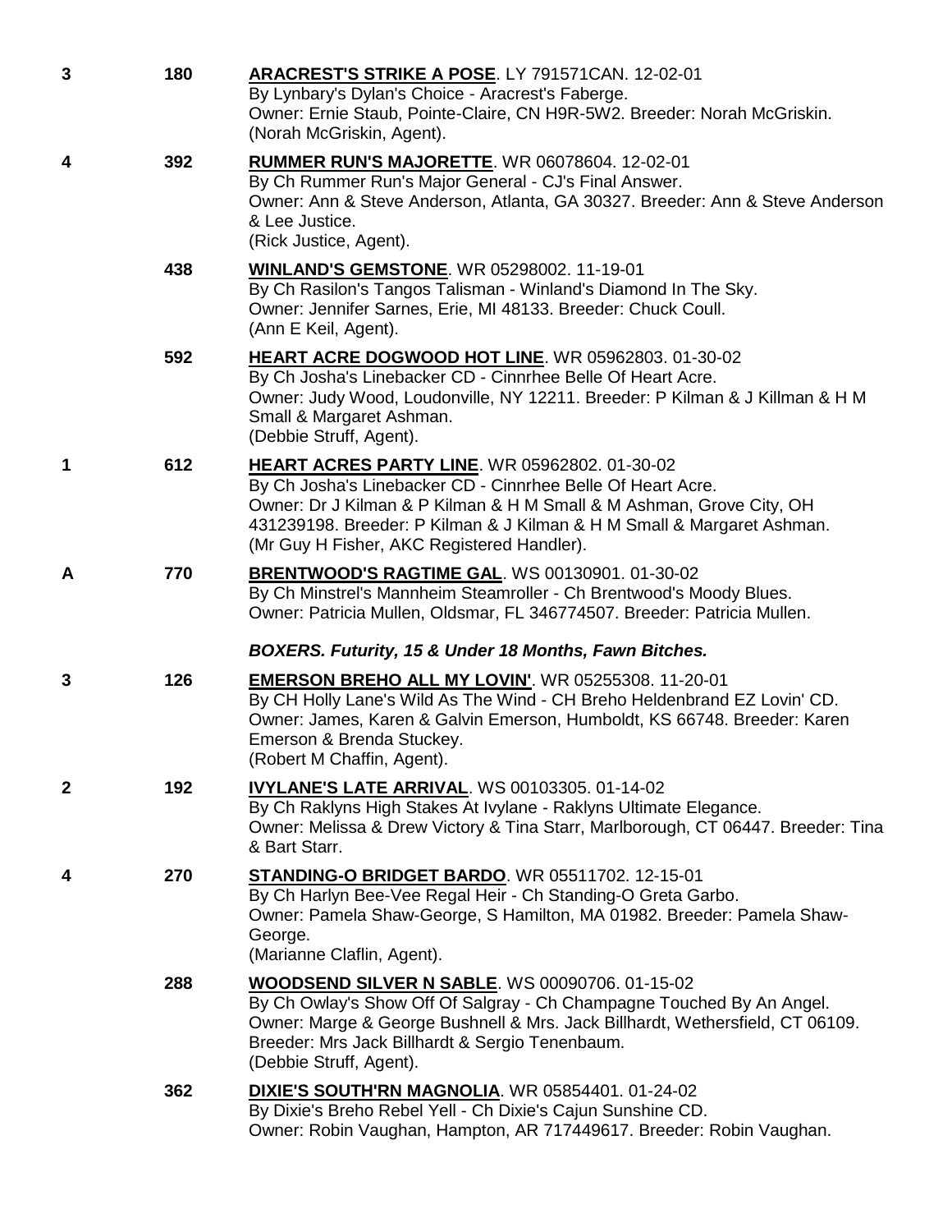**3** 180 **ARACREST'S STRIKE A POSE**. LY 791571CAN. 12-02-01
By Lynbary's Dylan's Choice - Aracrest's Faberge.
Owner: Ernie Staub, Pointe-Claire, CN H9R-5W2. Breeder: Norah McGriskin.
(Norah McGriskin, Agent).

**4** 392 **RUMMER RUN'S MAJORETTE**. WR 06078604. 12-02-01
By Ch Rummer Run's Major General - CJ's Final Answer.
Owner: Ann & Steve Anderson, Atlanta, GA 30327. Breeder: Ann & Steve Anderson & Lee Justice.
(Rick Justice, Agent).

438 **WINLAND'S GEMSTONE**. WR 05298002. 11-19-01
By Ch Rasilon's Tangos Talisman - Winland's Diamond In The Sky.
Owner: Jennifer Sarnes, Erie, MI 48133. Breeder: Chuck Coull.
(Ann E Keil, Agent).

592 **HEART ACRE DOGWOOD HOT LINE**. WR 05962803. 01-30-02
By Ch Josha's Linebacker CD - Cinnrhee Belle Of Heart Acre.
Owner: Judy Wood, Loudonville, NY 12211. Breeder: P Kilman & J Killman & H M Small & Margaret Ashman.
(Debbie Struff, Agent).

**1** 612 **HEART ACRES PARTY LINE**. WR 05962802. 01-30-02
By Ch Josha's Linebacker CD - Cinnrhee Belle Of Heart Acre.
Owner: Dr J Kilman & P Kilman & H M Small & M Ashman, Grove City, OH 431239198. Breeder: P Kilman & J Kilman & H M Small & Margaret Ashman.
(Mr Guy H Fisher, AKC Registered Handler).

**A** 770 **BRENTWOOD'S RAGTIME GAL**. WS 00130901. 01-30-02
By Ch Minstrel's Mannheim Steamroller - Ch Brentwood's Moody Blues.
Owner: Patricia Mullen, Oldsmar, FL 346774507. Breeder: Patricia Mullen.

***BOXERS. Futurity, 15 & Under 18 Months, Fawn Bitches.***

**3** 126 **EMERSON BREHO ALL MY LOVIN'**. WR 05255308. 11-20-01
By CH Holly Lane's Wild As The Wind - CH Breho Heldenbrand EZ Lovin' CD.
Owner: James, Karen & Galvin Emerson, Humboldt, KS 66748. Breeder: Karen Emerson & Brenda Stuckey.
(Robert M Chaffin, Agent).

**2** 192 **IVYLANE'S LATE ARRIVAL**. WS 00103305. 01-14-02
By Ch Raklyns High Stakes At Ivylane - Raklyns Ultimate Elegance.
Owner: Melissa & Drew Victory & Tina Starr, Marlborough, CT 06447. Breeder: Tina & Bart Starr.

**4** 270 **STANDING-O BRIDGET BARDO**. WR 05511702. 12-15-01
By Ch Harlyn Bee-Vee Regal Heir - Ch Standing-O Greta Garbo.
Owner: Pamela Shaw-George, S Hamilton, MA 01982. Breeder: Pamela Shaw-George.
(Marianne Claflin, Agent).

288 **WOODSEND SILVER N SABLE**. WS 00090706. 01-15-02
By Ch Owlay's Show Off Of Salgray - Ch Champagne Touched By An Angel.
Owner: Marge & George Bushnell & Mrs. Jack Billhardt, Wethersfield, CT 06109. Breeder: Mrs Jack Billhardt & Sergio Tenenbaum.
(Debbie Struff, Agent).

362 **DIXIE'S SOUTH'RN MAGNOLIA**. WR 05854401. 01-24-02
By Dixie's Breho Rebel Yell - Ch Dixie's Cajun Sunshine CD.
Owner: Robin Vaughan, Hampton, AR 717449617. Breeder: Robin Vaughan.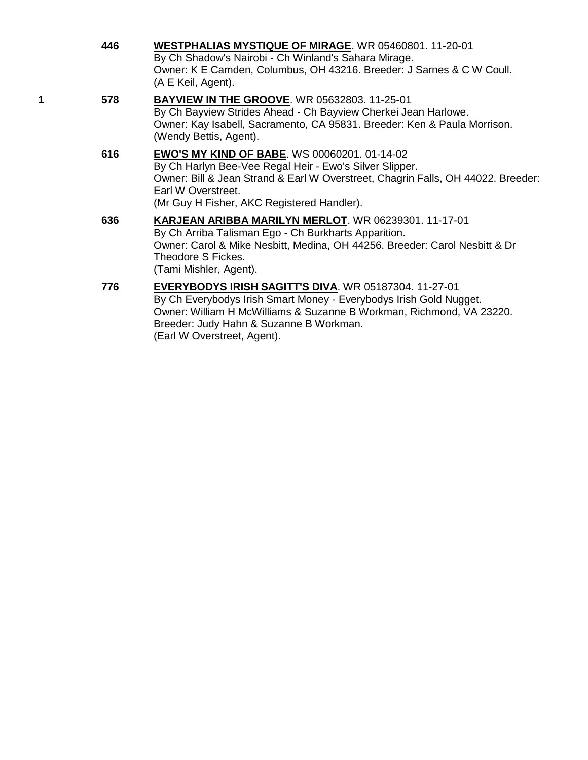446 **WESTPHALIAS MYSTIQUE OF MIRAGE**. WR 05460801. 11-20-01
By Ch Shadow's Nairobi - Ch Winland's Sahara Mirage.
Owner: K E Camden, Columbus, OH 43216. Breeder: J Sarnes & C W Coull.
(A E Keil, Agent).

1 578 **BAYVIEW IN THE GROOVE**. WR 05632803. 11-25-01
By Ch Bayview Strides Ahead - Ch Bayview Cherkei Jean Harlowe.
Owner: Kay Isabell, Sacramento, CA 95831. Breeder: Ken & Paula Morrison.
(Wendy Bettis, Agent).

616 **EWO'S MY KIND OF BABE**. WS 00060201. 01-14-02
By Ch Harlyn Bee-Vee Regal Heir - Ewo's Silver Slipper.
Owner: Bill & Jean Strand & Earl W Overstreet, Chagrin Falls, OH 44022. Breeder: Earl W Overstreet.
(Mr Guy H Fisher, AKC Registered Handler).

636 **KARJEAN ARIBBA MARILYN MERLOT**. WR 06239301. 11-17-01
By Ch Arriba Talisman Ego - Ch Burkharts Apparition.
Owner: Carol & Mike Nesbitt, Medina, OH 44256. Breeder: Carol Nesbitt & Dr Theodore S Fickes.
(Tami Mishler, Agent).

776 **EVERYBODYS IRISH SAGITT'S DIVA**. WR 05187304. 11-27-01
By Ch Everybodys Irish Smart Money - Everybodys Irish Gold Nugget.
Owner: William H McWilliams & Suzanne B Workman, Richmond, VA 23220.
Breeder: Judy Hahn & Suzanne B Workman.
(Earl W Overstreet, Agent).